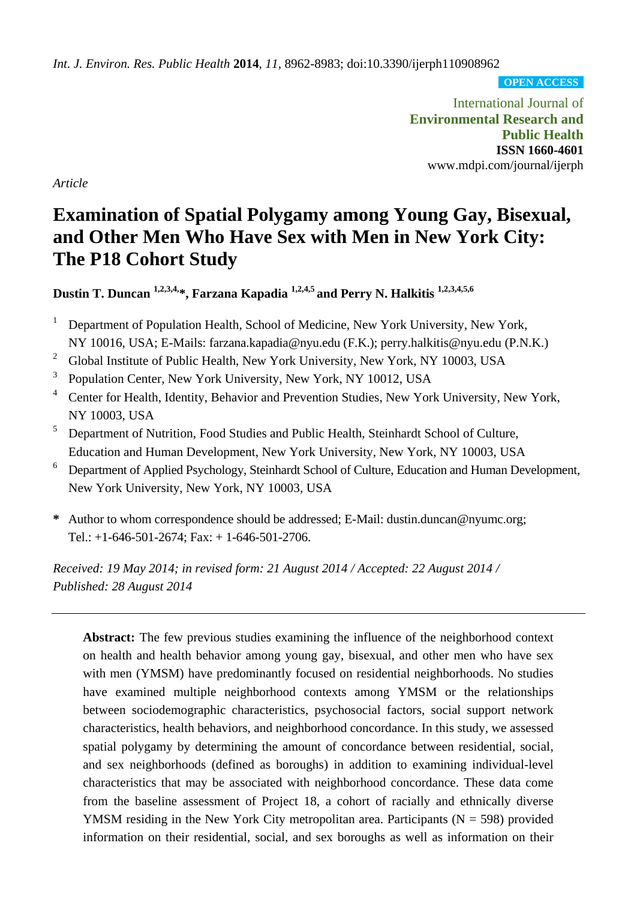*Int. J. Environ. Res. Public Health* **2014**, *11*, 8962-8983; doi:10.3390/ijerph110908962

**OPEN ACCESS**

International Journal of
**Environmental Research and Public Health**
**ISSN 1660-4601**
www.mdpi.com/journal/ijerph

*Article*

# Examination of Spatial Polygamy among Young Gay, Bisexual, and Other Men Who Have Sex with Men in New York City: The P18 Cohort Study

**Dustin T. Duncan [1,2,3,4,*], Farzana Kapadia [1,2,4,5] and Perry N. Halkitis [1,2,3,4,5,6]**

1. Department of Population Health, School of Medicine, New York University, New York, NY 10016, USA; E-Mails: farzana.kapadia@nyu.edu (F.K.); perry.halkitis@nyu.edu (P.N.K.)
2. Global Institute of Public Health, New York University, New York, NY 10003, USA
3. Population Center, New York University, New York, NY 10012, USA
4. Center for Health, Identity, Behavior and Prevention Studies, New York University, New York, NY 10003, USA
5. Department of Nutrition, Food Studies and Public Health, Steinhardt School of Culture, Education and Human Development, New York University, New York, NY 10003, USA
6. Department of Applied Psychology, Steinhardt School of Culture, Education and Human Development, New York University, New York, NY 10003, USA

**\*** Author to whom correspondence should be addressed; E-Mail: dustin.duncan@nyumc.org; Tel.: +1-646-501-2674; Fax: + 1-646-501-2706.

*Received: 19 May 2014; in revised form: 21 August 2014 / Accepted: 22 August 2014 / Published: 28 August 2014*

---

**Abstract:** The few previous studies examining the influence of the neighborhood context on health and health behavior among young gay, bisexual, and other men who have sex with men (YMSM) have predominantly focused on residential neighborhoods. No studies have examined multiple neighborhood contexts among YMSM or the relationships between sociodemographic characteristics, psychosocial factors, social support network characteristics, health behaviors, and neighborhood concordance. In this study, we assessed spatial polygamy by determining the amount of concordance between residential, social, and sex neighborhoods (defined as boroughs) in addition to examining individual-level characteristics that may be associated with neighborhood concordance. These data come from the baseline assessment of Project 18, a cohort of racially and ethnically diverse YMSM residing in the New York City metropolitan area. Participants (N = 598) provided information on their residential, social, and sex boroughs as well as information on their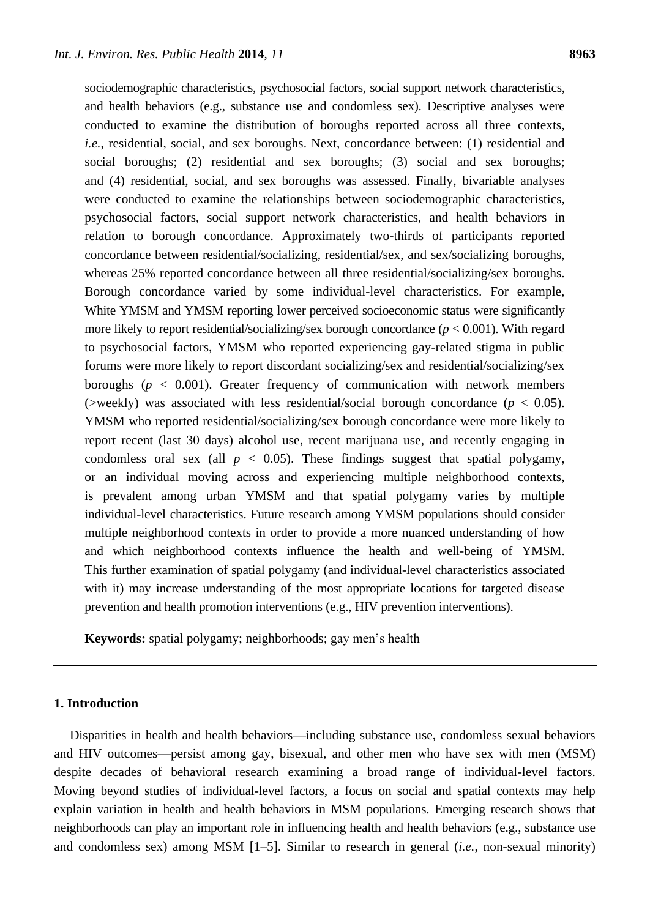sociodemographic characteristics, psychosocial factors, social support network characteristics, and health behaviors (e.g., substance use and condomless sex). Descriptive analyses were conducted to examine the distribution of boroughs reported across all three contexts, *i.e.*, residential, social, and sex boroughs. Next, concordance between: (1) residential and social boroughs; (2) residential and sex boroughs; (3) social and sex boroughs; and (4) residential, social, and sex boroughs was assessed. Finally, bivariable analyses were conducted to examine the relationships between sociodemographic characteristics, psychosocial factors, social support network characteristics, and health behaviors in relation to borough concordance. Approximately two-thirds of participants reported concordance between residential/socializing, residential/sex, and sex/socializing boroughs, whereas 25% reported concordance between all three residential/socializing/sex boroughs. Borough concordance varied by some individual-level characteristics. For example, White YMSM and YMSM reporting lower perceived socioeconomic status were significantly more likely to report residential/socializing/sex borough concordance ($p < 0.001$). With regard to psychosocial factors, YMSM who reported experiencing gay-related stigma in public forums were more likely to report discordant socializing/sex and residential/socializing/sex boroughs ($p < 0.001$). Greater frequency of communication with network members ($\geq$weekly) was associated with less residential/social borough concordance ($p < 0.05$). YMSM who reported residential/socializing/sex borough concordance were more likely to report recent (last 30 days) alcohol use, recent marijuana use, and recently engaging in condomless oral sex (all $p < 0.05$). These findings suggest that spatial polygamy, or an individual moving across and experiencing multiple neighborhood contexts, is prevalent among urban YMSM and that spatial polygamy varies by multiple individual-level characteristics. Future research among YMSM populations should consider multiple neighborhood contexts in order to provide a more nuanced understanding of how and which neighborhood contexts influence the health and well-being of YMSM. This further examination of spatial polygamy (and individual-level characteristics associated with it) may increase understanding of the most appropriate locations for targeted disease prevention and health promotion interventions (e.g., HIV prevention interventions).

**Keywords:** spatial polygamy; neighborhoods; gay men's health

## 1. Introduction

Disparities in health and health behaviors—including substance use, condomless sexual behaviors and HIV outcomes—persist among gay, bisexual, and other men who have sex with men (MSM) despite decades of behavioral research examining a broad range of individual-level factors. Moving beyond studies of individual-level factors, a focus on social and spatial contexts may help explain variation in health and health behaviors in MSM populations. Emerging research shows that neighborhoods can play an important role in influencing health and health behaviors (e.g., substance use and condomless sex) among MSM [1–5]. Similar to research in general (*i.e.*, non-sexual minority)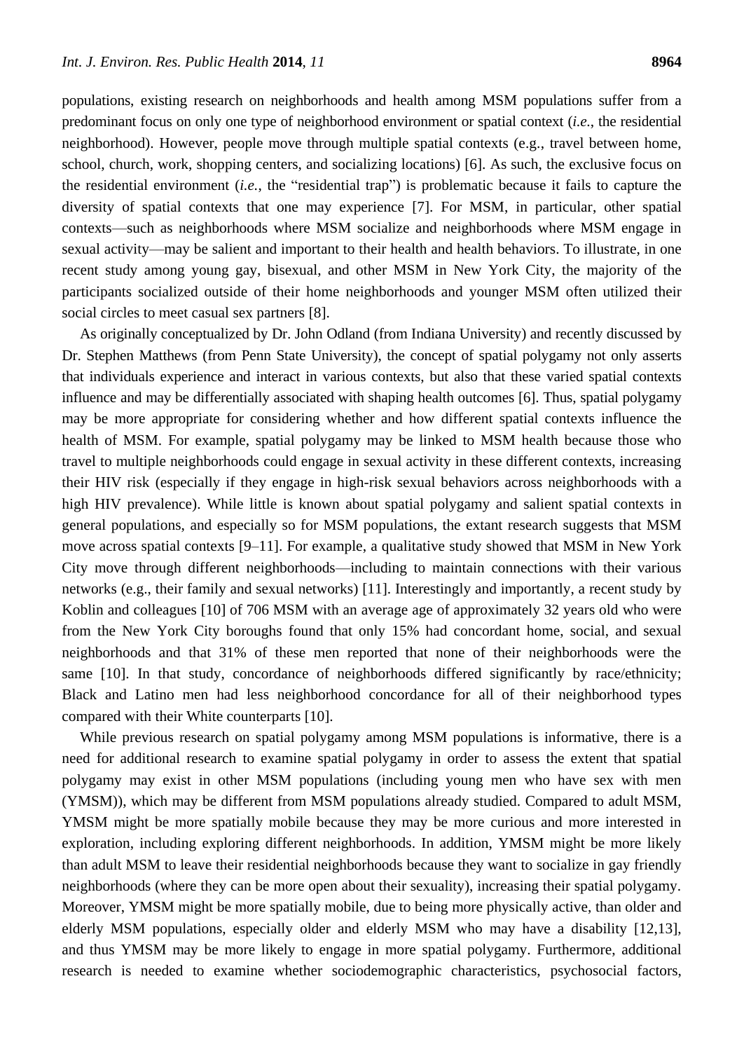populations, existing research on neighborhoods and health among MSM populations suffer from a predominant focus on only one type of neighborhood environment or spatial context (*i.e.*, the residential neighborhood). However, people move through multiple spatial contexts (e.g., travel between home, school, church, work, shopping centers, and socializing locations) [6]. As such, the exclusive focus on the residential environment (*i.e.*, the "residential trap") is problematic because it fails to capture the diversity of spatial contexts that one may experience [7]. For MSM, in particular, other spatial contexts—such as neighborhoods where MSM socialize and neighborhoods where MSM engage in sexual activity—may be salient and important to their health and health behaviors. To illustrate, in one recent study among young gay, bisexual, and other MSM in New York City, the majority of the participants socialized outside of their home neighborhoods and younger MSM often utilized their social circles to meet casual sex partners [8].

As originally conceptualized by Dr. John Odland (from Indiana University) and recently discussed by Dr. Stephen Matthews (from Penn State University), the concept of spatial polygamy not only asserts that individuals experience and interact in various contexts, but also that these varied spatial contexts influence and may be differentially associated with shaping health outcomes [6]. Thus, spatial polygamy may be more appropriate for considering whether and how different spatial contexts influence the health of MSM. For example, spatial polygamy may be linked to MSM health because those who travel to multiple neighborhoods could engage in sexual activity in these different contexts, increasing their HIV risk (especially if they engage in high-risk sexual behaviors across neighborhoods with a high HIV prevalence). While little is known about spatial polygamy and salient spatial contexts in general populations, and especially so for MSM populations, the extant research suggests that MSM move across spatial contexts [9–11]. For example, a qualitative study showed that MSM in New York City move through different neighborhoods—including to maintain connections with their various networks (e.g., their family and sexual networks) [11]. Interestingly and importantly, a recent study by Koblin and colleagues [10] of 706 MSM with an average age of approximately 32 years old who were from the New York City boroughs found that only 15% had concordant home, social, and sexual neighborhoods and that 31% of these men reported that none of their neighborhoods were the same [10]. In that study, concordance of neighborhoods differed significantly by race/ethnicity; Black and Latino men had less neighborhood concordance for all of their neighborhood types compared with their White counterparts [10].

While previous research on spatial polygamy among MSM populations is informative, there is a need for additional research to examine spatial polygamy in order to assess the extent that spatial polygamy may exist in other MSM populations (including young men who have sex with men (YMSM)), which may be different from MSM populations already studied. Compared to adult MSM, YMSM might be more spatially mobile because they may be more curious and more interested in exploration, including exploring different neighborhoods. In addition, YMSM might be more likely than adult MSM to leave their residential neighborhoods because they want to socialize in gay friendly neighborhoods (where they can be more open about their sexuality), increasing their spatial polygamy. Moreover, YMSM might be more spatially mobile, due to being more physically active, than older and elderly MSM populations, especially older and elderly MSM who may have a disability [12,13], and thus YMSM may be more likely to engage in more spatial polygamy. Furthermore, additional research is needed to examine whether sociodemographic characteristics, psychosocial factors,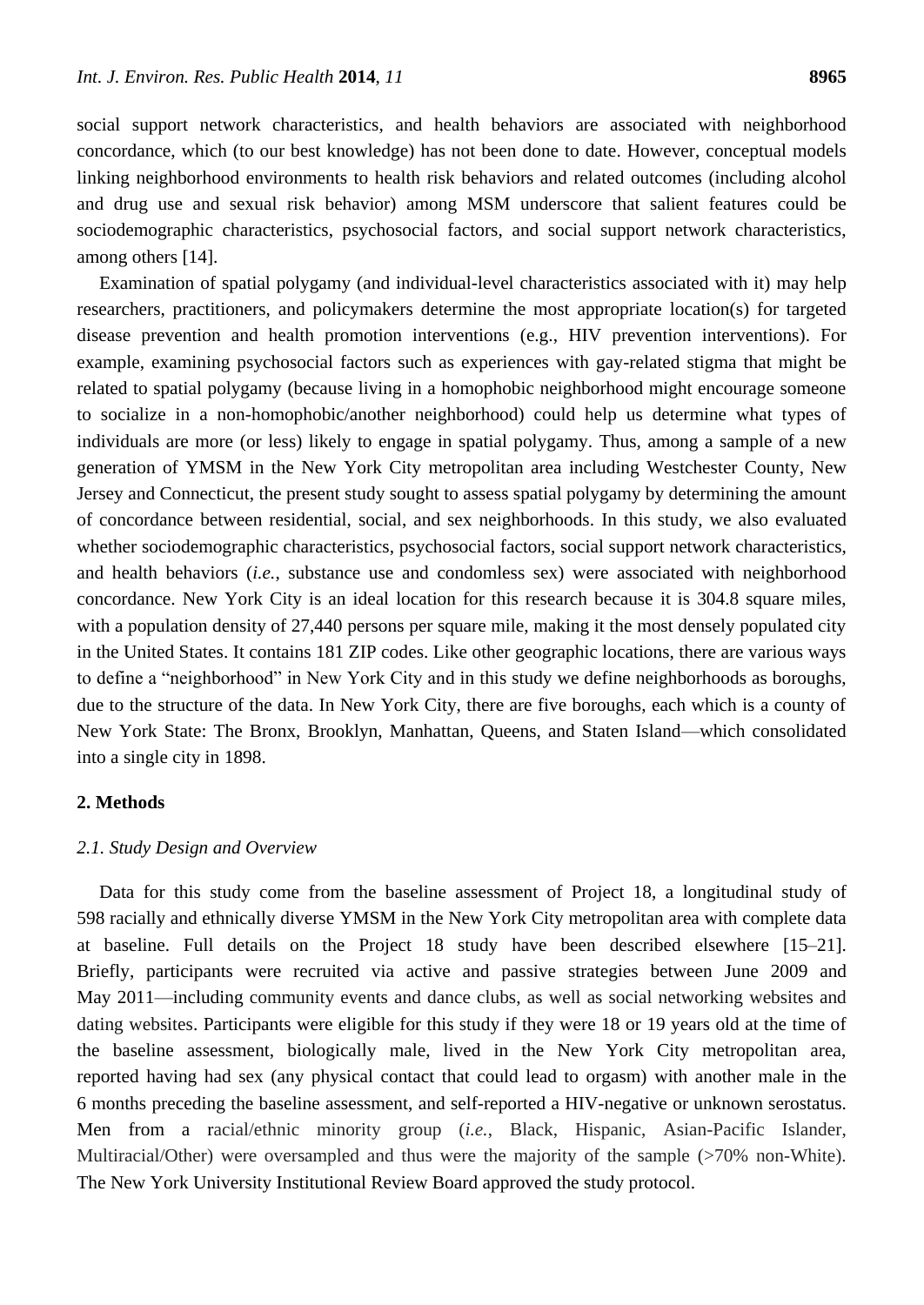social support network characteristics, and health behaviors are associated with neighborhood concordance, which (to our best knowledge) has not been done to date. However, conceptual models linking neighborhood environments to health risk behaviors and related outcomes (including alcohol and drug use and sexual risk behavior) among MSM underscore that salient features could be sociodemographic characteristics, psychosocial factors, and social support network characteristics, among others [14].

Examination of spatial polygamy (and individual-level characteristics associated with it) may help researchers, practitioners, and policymakers determine the most appropriate location(s) for targeted disease prevention and health promotion interventions (e.g., HIV prevention interventions). For example, examining psychosocial factors such as experiences with gay-related stigma that might be related to spatial polygamy (because living in a homophobic neighborhood might encourage someone to socialize in a non-homophobic/another neighborhood) could help us determine what types of individuals are more (or less) likely to engage in spatial polygamy. Thus, among a sample of a new generation of YMSM in the New York City metropolitan area including Westchester County, New Jersey and Connecticut, the present study sought to assess spatial polygamy by determining the amount of concordance between residential, social, and sex neighborhoods. In this study, we also evaluated whether sociodemographic characteristics, psychosocial factors, social support network characteristics, and health behaviors (*i.e.*, substance use and condomless sex) were associated with neighborhood concordance. New York City is an ideal location for this research because it is 304.8 square miles, with a population density of 27,440 persons per square mile, making it the most densely populated city in the United States. It contains 181 ZIP codes. Like other geographic locations, there are various ways to define a "neighborhood" in New York City and in this study we define neighborhoods as boroughs, due to the structure of the data. In New York City, there are five boroughs, each which is a county of New York State: The Bronx, Brooklyn, Manhattan, Queens, and Staten Island—which consolidated into a single city in 1898.

## 2. Methods

### *2.1. Study Design and Overview*

Data for this study come from the baseline assessment of Project 18, a longitudinal study of 598 racially and ethnically diverse YMSM in the New York City metropolitan area with complete data at baseline. Full details on the Project 18 study have been described elsewhere [15–21]. Briefly, participants were recruited via active and passive strategies between June 2009 and May 2011—including community events and dance clubs, as well as social networking websites and dating websites. Participants were eligible for this study if they were 18 or 19 years old at the time of the baseline assessment, biologically male, lived in the New York City metropolitan area, reported having had sex (any physical contact that could lead to orgasm) with another male in the 6 months preceding the baseline assessment, and self-reported a HIV-negative or unknown serostatus. Men from a racial/ethnic minority group (*i.e.*, Black, Hispanic, Asian-Pacific Islander, Multiracial/Other) were oversampled and thus were the majority of the sample (>70% non-White). The New York University Institutional Review Board approved the study protocol.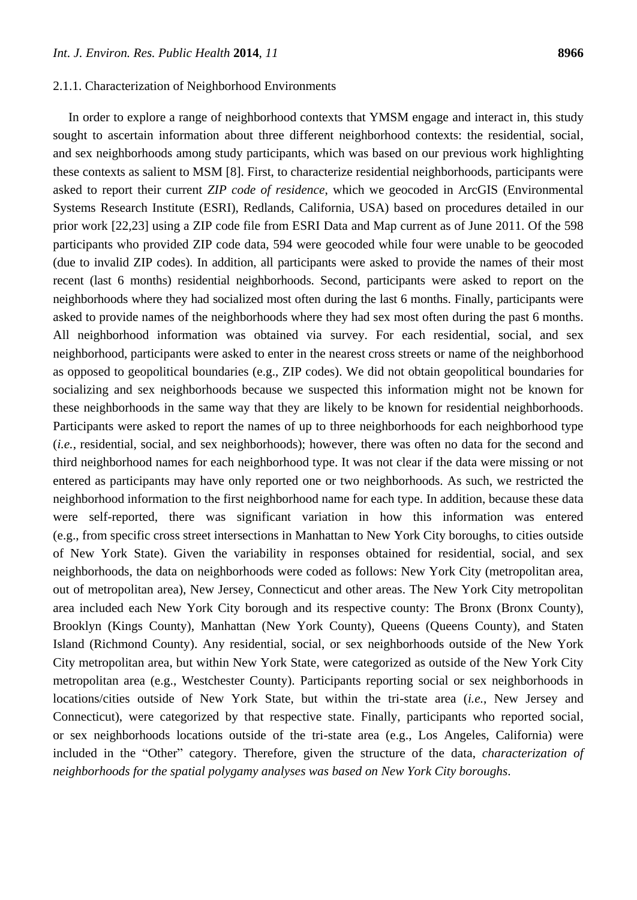#### 2.1.1. Characterization of Neighborhood Environments

In order to explore a range of neighborhood contexts that YMSM engage and interact in, this study sought to ascertain information about three different neighborhood contexts: the residential, social, and sex neighborhoods among study participants, which was based on our previous work highlighting these contexts as salient to MSM [8]. First, to characterize residential neighborhoods, participants were asked to report their current *ZIP code of residence*, which we geocoded in ArcGIS (Environmental Systems Research Institute (ESRI), Redlands, California, USA) based on procedures detailed in our prior work [22,23] using a ZIP code file from ESRI Data and Map current as of June 2011. Of the 598 participants who provided ZIP code data, 594 were geocoded while four were unable to be geocoded (due to invalid ZIP codes). In addition, all participants were asked to provide the names of their most recent (last 6 months) residential neighborhoods. Second, participants were asked to report on the neighborhoods where they had socialized most often during the last 6 months. Finally, participants were asked to provide names of the neighborhoods where they had sex most often during the past 6 months. All neighborhood information was obtained via survey. For each residential, social, and sex neighborhood, participants were asked to enter in the nearest cross streets or name of the neighborhood as opposed to geopolitical boundaries (e.g., ZIP codes). We did not obtain geopolitical boundaries for socializing and sex neighborhoods because we suspected this information might not be known for these neighborhoods in the same way that they are likely to be known for residential neighborhoods. Participants were asked to report the names of up to three neighborhoods for each neighborhood type (*i.e.*, residential, social, and sex neighborhoods); however, there was often no data for the second and third neighborhood names for each neighborhood type. It was not clear if the data were missing or not entered as participants may have only reported one or two neighborhoods. As such, we restricted the neighborhood information to the first neighborhood name for each type. In addition, because these data were self-reported, there was significant variation in how this information was entered (e.g., from specific cross street intersections in Manhattan to New York City boroughs, to cities outside of New York State). Given the variability in responses obtained for residential, social, and sex neighborhoods, the data on neighborhoods were coded as follows: New York City (metropolitan area, out of metropolitan area), New Jersey, Connecticut and other areas. The New York City metropolitan area included each New York City borough and its respective county: The Bronx (Bronx County), Brooklyn (Kings County), Manhattan (New York County), Queens (Queens County), and Staten Island (Richmond County). Any residential, social, or sex neighborhoods outside of the New York City metropolitan area, but within New York State, were categorized as outside of the New York City metropolitan area (e.g., Westchester County). Participants reporting social or sex neighborhoods in locations/cities outside of New York State, but within the tri-state area (*i.e.*, New Jersey and Connecticut), were categorized by that respective state. Finally, participants who reported social, or sex neighborhoods locations outside of the tri-state area (e.g., Los Angeles, California) were included in the "Other" category. Therefore, given the structure of the data, *characterization of neighborhoods for the spatial polygamy analyses was based on New York City boroughs*.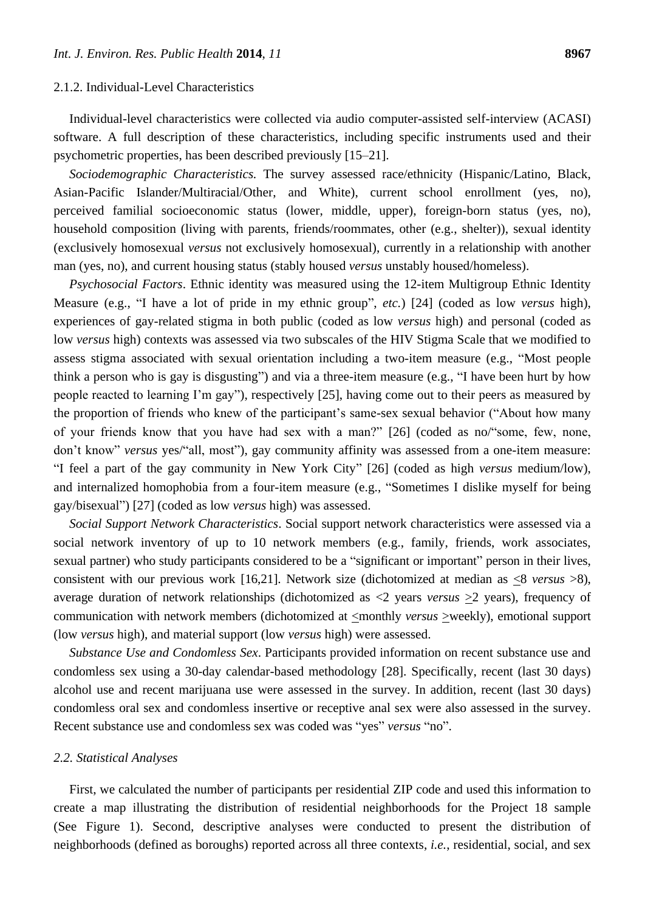#### 2.1.2. Individual-Level Characteristics

Individual-level characteristics were collected via audio computer-assisted self-interview (ACASI) software. A full description of these characteristics, including specific instruments used and their psychometric properties, has been described previously [15–21].

*Sociodemographic Characteristics.* The survey assessed race/ethnicity (Hispanic/Latino, Black, Asian-Pacific Islander/Multiracial/Other, and White), current school enrollment (yes, no), perceived familial socioeconomic status (lower, middle, upper), foreign-born status (yes, no), household composition (living with parents, friends/roommates, other (e.g., shelter)), sexual identity (exclusively homosexual *versus* not exclusively homosexual), currently in a relationship with another man (yes, no), and current housing status (stably housed *versus* unstably housed/homeless).

*Psychosocial Factors*. Ethnic identity was measured using the 12-item Multigroup Ethnic Identity Measure (e.g., "I have a lot of pride in my ethnic group", *etc.*) [24] (coded as low *versus* high), experiences of gay-related stigma in both public (coded as low *versus* high) and personal (coded as low *versus* high) contexts was assessed via two subscales of the HIV Stigma Scale that we modified to assess stigma associated with sexual orientation including a two-item measure (e.g., "Most people think a person who is gay is disgusting") and via a three-item measure (e.g., "I have been hurt by how people reacted to learning I'm gay"), respectively [25], having come out to their peers as measured by the proportion of friends who knew of the participant's same-sex sexual behavior ("About how many of your friends know that you have had sex with a man?" [26] (coded as no/"some, few, none, don't know" *versus* yes/"all, most"), gay community affinity was assessed from a one-item measure: "I feel a part of the gay community in New York City" [26] (coded as high *versus* medium/low), and internalized homophobia from a four-item measure (e.g., "Sometimes I dislike myself for being gay/bisexual") [27] (coded as low *versus* high) was assessed.

*Social Support Network Characteristics*. Social support network characteristics were assessed via a social network inventory of up to 10 network members (e.g., family, friends, work associates, sexual partner) who study participants considered to be a "significant or important" person in their lives, consistent with our previous work [16,21]. Network size (dichotomized at median as $\leq$8 *versus* >8), average duration of network relationships (dichotomized as <2 years *versus* $\geq$2 years), frequency of communication with network members (dichotomized at $\leq$monthly *versus* $\geq$weekly), emotional support (low *versus* high), and material support (low *versus* high) were assessed.

*Substance Use and Condomless Sex*. Participants provided information on recent substance use and condomless sex using a 30-day calendar-based methodology [28]. Specifically, recent (last 30 days) alcohol use and recent marijuana use were assessed in the survey. In addition, recent (last 30 days) condomless oral sex and condomless insertive or receptive anal sex were also assessed in the survey. Recent substance use and condomless sex was coded was "yes" *versus* "no".

### *2.2. Statistical Analyses*

First, we calculated the number of participants per residential ZIP code and used this information to create a map illustrating the distribution of residential neighborhoods for the Project 18 sample (See Figure 1). Second, descriptive analyses were conducted to present the distribution of neighborhoods (defined as boroughs) reported across all three contexts, *i.e.*, residential, social, and sex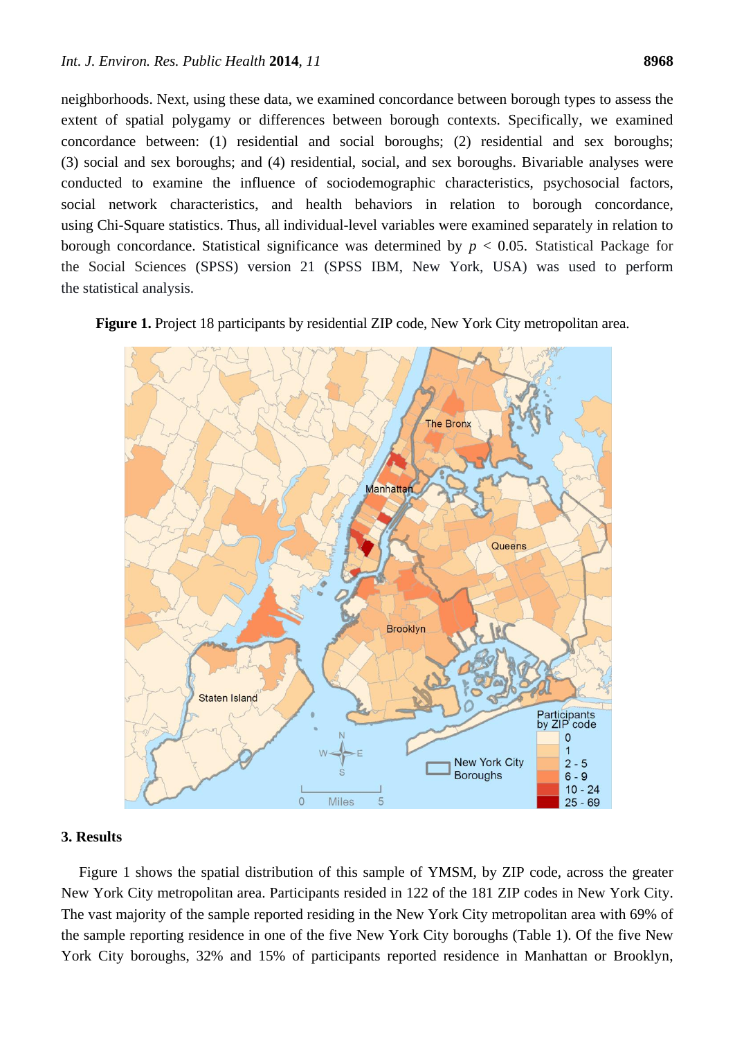neighborhoods. Next, using these data, we examined concordance between borough types to assess the extent of spatial polygamy or differences between borough contexts. Specifically, we examined concordance between: (1) residential and social boroughs; (2) residential and sex boroughs; (3) social and sex boroughs; and (4) residential, social, and sex boroughs. Bivariable analyses were conducted to examine the influence of sociodemographic characteristics, psychosocial factors, social network characteristics, and health behaviors in relation to borough concordance, using Chi-Square statistics. Thus, all individual-level variables were examined separately in relation to borough concordance. Statistical significance was determined by $p < 0.05$. Statistical Package for the Social Sciences (SPSS) version 21 (SPSS IBM, New York, USA) was used to perform the statistical analysis.

**Figure 1.** Project 18 participants by residential ZIP code, New York City metropolitan area.

## 3. Results

Figure 1 shows the spatial distribution of this sample of YMSM, by ZIP code, across the greater New York City metropolitan area. Participants resided in 122 of the 181 ZIP codes in New York City. The vast majority of the sample reported residing in the New York City metropolitan area with 69% of the sample reporting residence in one of the five New York City boroughs (Table 1). Of the five New York City boroughs, 32% and 15% of participants reported residence in Manhattan or Brooklyn,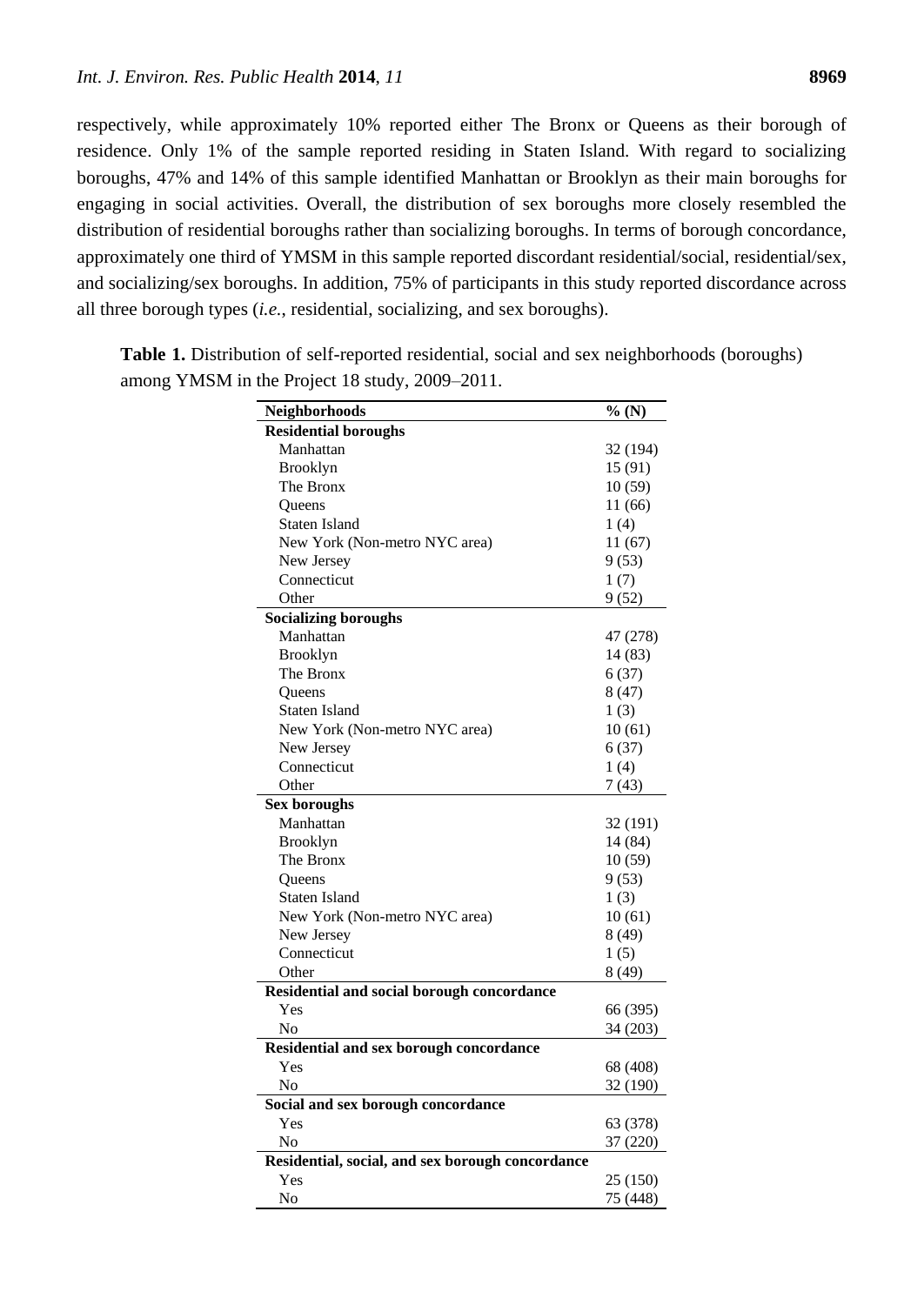respectively, while approximately 10% reported either The Bronx or Queens as their borough of residence. Only 1% of the sample reported residing in Staten Island. With regard to socializing boroughs, 47% and 14% of this sample identified Manhattan or Brooklyn as their main boroughs for engaging in social activities. Overall, the distribution of sex boroughs more closely resembled the distribution of residential boroughs rather than socializing boroughs. In terms of borough concordance, approximately one third of YMSM in this sample reported discordant residential/social, residential/sex, and socializing/sex boroughs. In addition, 75% of participants in this study reported discordance across all three borough types (*i.e.*, residential, socializing, and sex boroughs).

**Table 1.** Distribution of self-reported residential, social and sex neighborhoods (boroughs) among YMSM in the Project 18 study, 2009–2011.

| Neighborhoods | % (N) |
|---|---|
| **Residential boroughs** | |
| Manhattan | 32 (194) |
| Brooklyn | 15 (91) |
| The Bronx | 10 (59) |
| Queens | 11 (66) |
| Staten Island | 1 (4) |
| New York (Non-metro NYC area) | 11 (67) |
| New Jersey | 9 (53) |
| Connecticut | 1 (7) |
| Other | 9 (52) |
| **Socializing boroughs** | |
| Manhattan | 47 (278) |
| Brooklyn | 14 (83) |
| The Bronx | 6 (37) |
| Queens | 8 (47) |
| Staten Island | 1 (3) |
| New York (Non-metro NYC area) | 10 (61) |
| New Jersey | 6 (37) |
| Connecticut | 1 (4) |
| Other | 7 (43) |
| **Sex boroughs** | |
| Manhattan | 32 (191) |
| Brooklyn | 14 (84) |
| The Bronx | 10 (59) |
| Queens | 9 (53) |
| Staten Island | 1 (3) |
| New York (Non-metro NYC area) | 10 (61) |
| New Jersey | 8 (49) |
| Connecticut | 1 (5) |
| Other | 8 (49) |
| **Residential and social borough concordance** | |
| Yes | 66 (395) |
| No | 34 (203) |
| **Residential and sex borough concordance** | |
| Yes | 68 (408) |
| No | 32 (190) |
| **Social and sex borough concordance** | |
| Yes | 63 (378) |
| No | 37 (220) |
| **Residential, social, and sex borough concordance** | |
| Yes | 25 (150) |
| No | 75 (448) |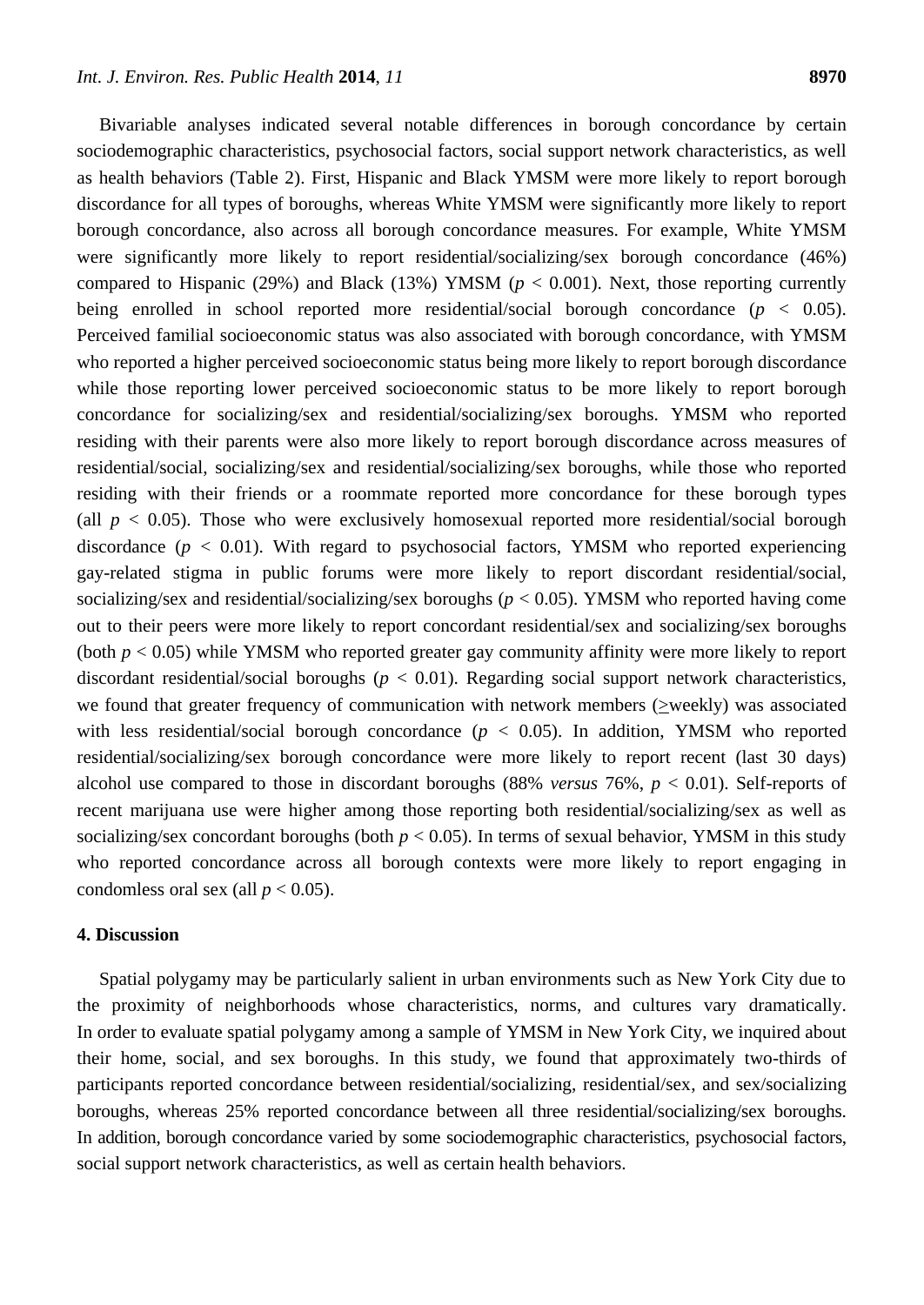Bivariable analyses indicated several notable differences in borough concordance by certain sociodemographic characteristics, psychosocial factors, social support network characteristics, as well as health behaviors (Table 2). First, Hispanic and Black YMSM were more likely to report borough discordance for all types of boroughs, whereas White YMSM were significantly more likely to report borough concordance, also across all borough concordance measures. For example, White YMSM were significantly more likely to report residential/socializing/sex borough concordance (46%) compared to Hispanic (29%) and Black (13%) YMSM ($p < 0.001$). Next, those reporting currently being enrolled in school reported more residential/social borough concordance ($p < 0.05$). Perceived familial socioeconomic status was also associated with borough concordance, with YMSM who reported a higher perceived socioeconomic status being more likely to report borough discordance while those reporting lower perceived socioeconomic status to be more likely to report borough concordance for socializing/sex and residential/socializing/sex boroughs. YMSM who reported residing with their parents were also more likely to report borough discordance across measures of residential/social, socializing/sex and residential/socializing/sex boroughs, while those who reported residing with their friends or a roommate reported more concordance for these borough types (all $p < 0.05$). Those who were exclusively homosexual reported more residential/social borough discordance ($p < 0.01$). With regard to psychosocial factors, YMSM who reported experiencing gay-related stigma in public forums were more likely to report discordant residential/social, socializing/sex and residential/socializing/sex boroughs ($p < 0.05$). YMSM who reported having come out to their peers were more likely to report concordant residential/sex and socializing/sex boroughs (both $p < 0.05$) while YMSM who reported greater gay community affinity were more likely to report discordant residential/social boroughs ($p < 0.01$). Regarding social support network characteristics, we found that greater frequency of communication with network members ($\geq$weekly) was associated with less residential/social borough concordance ($p < 0.05$). In addition, YMSM who reported residential/socializing/sex borough concordance were more likely to report recent (last 30 days) alcohol use compared to those in discordant boroughs (88% *versus* 76%, $p < 0.01$). Self-reports of recent marijuana use were higher among those reporting both residential/socializing/sex as well as socializing/sex concordant boroughs (both $p < 0.05$). In terms of sexual behavior, YMSM in this study who reported concordance across all borough contexts were more likely to report engaging in condomless oral sex (all $p < 0.05$).

## 4. Discussion

Spatial polygamy may be particularly salient in urban environments such as New York City due to the proximity of neighborhoods whose characteristics, norms, and cultures vary dramatically. In order to evaluate spatial polygamy among a sample of YMSM in New York City, we inquired about their home, social, and sex boroughs. In this study, we found that approximately two-thirds of participants reported concordance between residential/socializing, residential/sex, and sex/socializing boroughs, whereas 25% reported concordance between all three residential/socializing/sex boroughs. In addition, borough concordance varied by some sociodemographic characteristics, psychosocial factors, social support network characteristics, as well as certain health behaviors.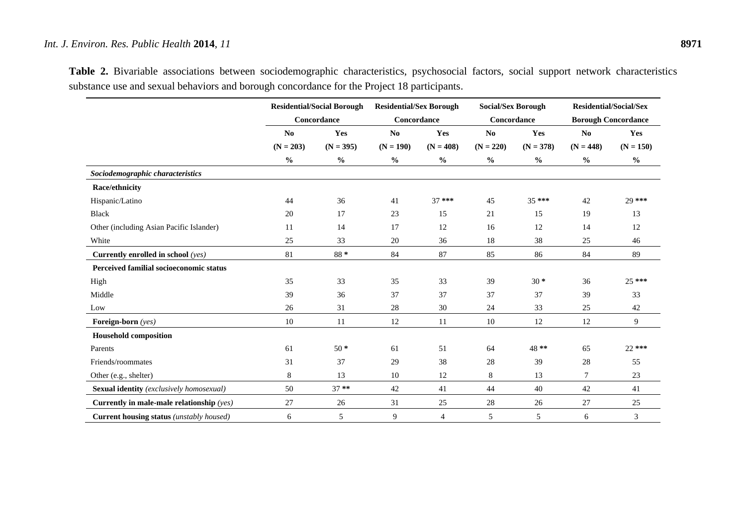**Table 2.** Bivariable associations between sociodemographic characteristics, psychosocial factors, social support network characteristics substance use and sexual behaviors and borough concordance for the Project 18 participants.

| | Residential/Social Borough Concordance | | Residential/Sex Borough Concordance | | Social/Sex Borough Concordance | | Residential/Social/Sex Borough Concordance | |
|---|---|---|---|---|---|---|---|---|
| | No (N = 203) | Yes (N = 395) | No (N = 190) | Yes (N = 408) | No (N = 220) | Yes (N = 378) | No (N = 448) | Yes (N = 150) |
| | % | % | % | % | % | % | % | % |
| ***Sociodemographic characteristics*** | | | | | | | | |
| **Race/ethnicity** | | | | | | | | |
| Hispanic/Latino | 44 | 36 | 41 | 37 *** | 45 | 35 *** | 42 | 29 *** |
| Black | 20 | 17 | 23 | 15 | 21 | 15 | 19 | 13 |
| Other (including Asian Pacific Islander) | 11 | 14 | 17 | 12 | 16 | 12 | 14 | 12 |
| White | 25 | 33 | 20 | 36 | 18 | 38 | 25 | 46 |
| **Currently enrolled in school** *(yes)* | 81 | 88 * | 84 | 87 | 85 | 86 | 84 | 89 |
| **Perceived familial socioeconomic status** | | | | | | | | |
| High | 35 | 33 | 35 | 33 | 39 | 30 * | 36 | 25 *** |
| Middle | 39 | 36 | 37 | 37 | 37 | 37 | 39 | 33 |
| Low | 26 | 31 | 28 | 30 | 24 | 33 | 25 | 42 |
| **Foreign-born** *(yes)* | 10 | 11 | 12 | 11 | 10 | 12 | 12 | 9 |
| **Household composition** | | | | | | | | |
| Parents | 61 | 50 * | 61 | 51 | 64 | 48 ** | 65 | 22 *** |
| Friends/roommates | 31 | 37 | 29 | 38 | 28 | 39 | 28 | 55 |
| Other (e.g., shelter) | 8 | 13 | 10 | 12 | 8 | 13 | 7 | 23 |
| **Sexual identity** *(exclusively homosexual)* | 50 | 37 ** | 42 | 41 | 44 | 40 | 42 | 41 |
| **Currently in male-male relationship** *(yes)* | 27 | 26 | 31 | 25 | 28 | 26 | 27 | 25 |
| **Current housing status** *(unstably housed)* | 6 | 5 | 9 | 4 | 5 | 5 | 6 | 3 |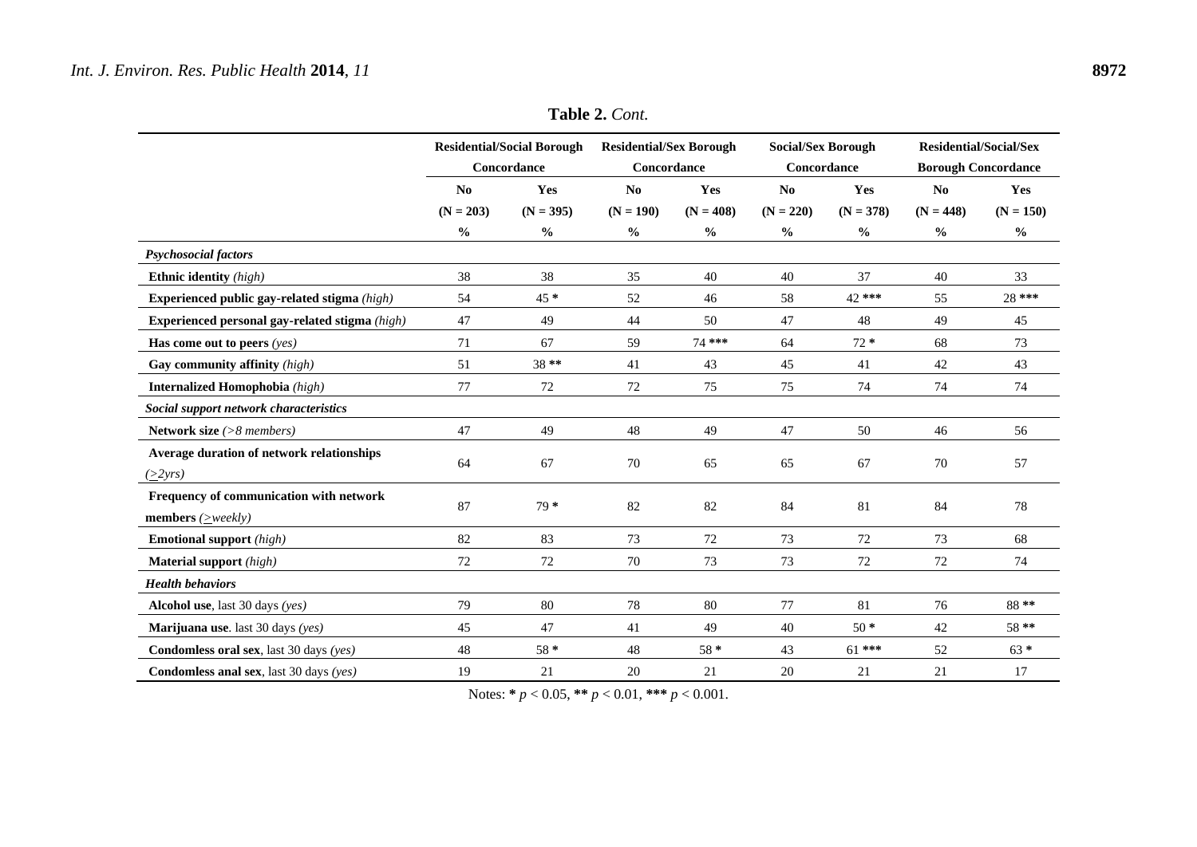**Table 2.** *Cont.*

| | Residential/Social Borough Concordance | | Residential/Sex Borough Concordance | | Social/Sex Borough Concordance | | Residential/Social/Sex Borough Concordance | |
|---|---|---|---|---|---|---|---|---|
| | No (N = 203) | Yes (N = 395) | No (N = 190) | Yes (N = 408) | No (N = 220) | Yes (N = 378) | No (N = 448) | Yes (N = 150) |
| | % | % | % | % | % | % | % | % |
| ***Psychosocial factors*** | | | | | | | | |
| **Ethnic identity** *(high)* | 38 | 38 | 35 | 40 | 40 | 37 | 40 | 33 |
| **Experienced public gay-related stigma** *(high)* | 54 | 45 * | 52 | 46 | 58 | 42 *** | 55 | 28 *** |
| **Experienced personal gay-related stigma** *(high)* | 47 | 49 | 44 | 50 | 47 | 48 | 49 | 45 |
| **Has come out to peers** *(yes)* | 71 | 67 | 59 | 74 *** | 64 | 72 * | 68 | 73 |
| **Gay community affinity** *(high)* | 51 | 38 ** | 41 | 43 | 45 | 41 | 42 | 43 |
| **Internalized Homophobia** *(high)* | 77 | 72 | 72 | 75 | 75 | 74 | 74 | 74 |
| ***Social support network characteristics*** | | | | | | | | |
| **Network size** *(>8 members)* | 47 | 49 | 48 | 49 | 47 | 50 | 46 | 56 |
| **Average duration of network relationships** *(≥2yrs)* | 64 | 67 | 70 | 65 | 65 | 67 | 70 | 57 |
| **Frequency of communication with network members** *(≥weekly)* | 87 | 79 * | 82 | 82 | 84 | 81 | 84 | 78 |
| **Emotional support** *(high)* | 82 | 83 | 73 | 72 | 73 | 72 | 73 | 68 |
| **Material support** *(high)* | 72 | 72 | 70 | 73 | 73 | 72 | 72 | 74 |
| ***Health behaviors*** | | | | | | | | |
| **Alcohol use**, last 30 days *(yes)* | 79 | 80 | 78 | 80 | 77 | 81 | 76 | 88 ** |
| **Marijuana use**. last 30 days *(yes)* | 45 | 47 | 41 | 49 | 40 | 50 * | 42 | 58 ** |
| **Condomless oral sex**, last 30 days *(yes)* | 48 | 58 * | 48 | 58 * | 43 | 61 *** | 52 | 63 * |
| **Condomless anal sex**, last 30 days *(yes)* | 19 | 21 | 20 | 21 | 20 | 21 | 21 | 17 |

Notes: * $p < 0.05$, ** $p < 0.01$, *** $p < 0.001$.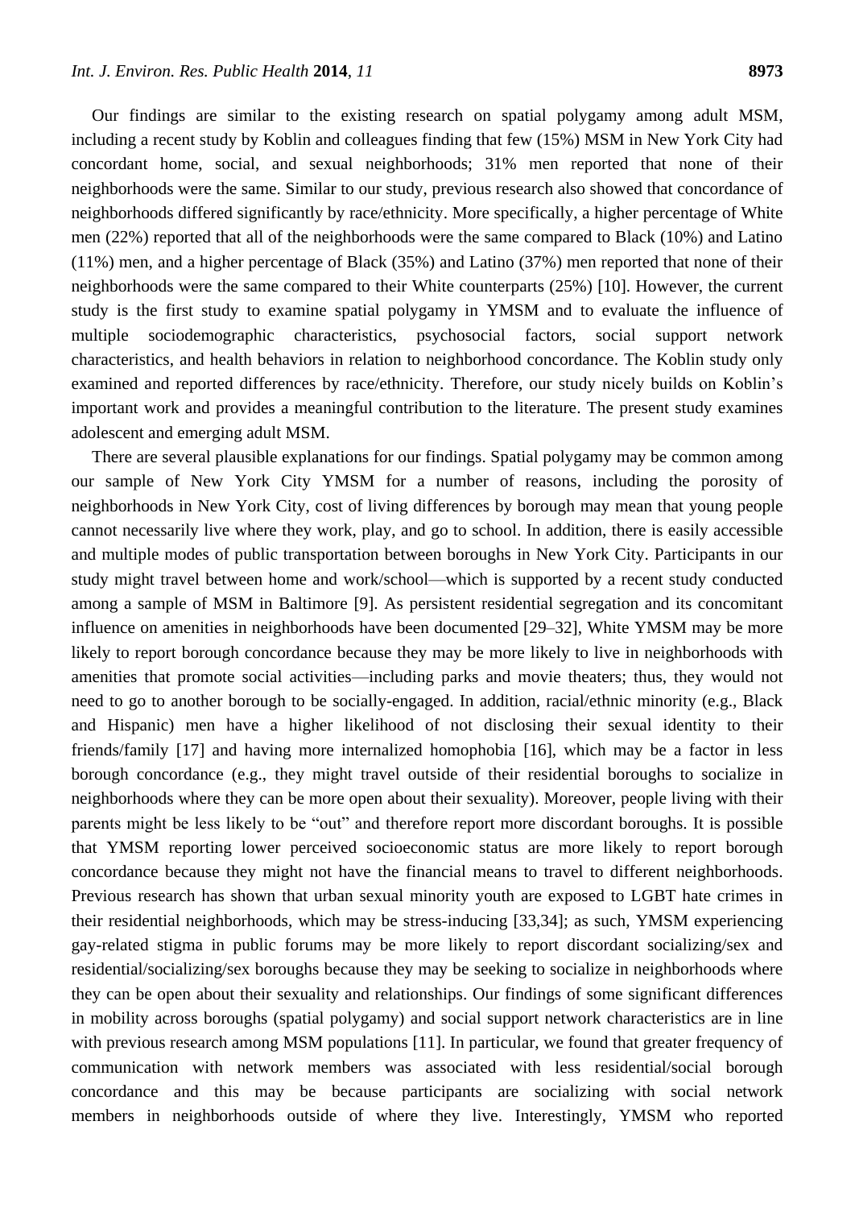Our findings are similar to the existing research on spatial polygamy among adult MSM, including a recent study by Koblin and colleagues finding that few (15%) MSM in New York City had concordant home, social, and sexual neighborhoods; 31% men reported that none of their neighborhoods were the same. Similar to our study, previous research also showed that concordance of neighborhoods differed significantly by race/ethnicity. More specifically, a higher percentage of White men (22%) reported that all of the neighborhoods were the same compared to Black (10%) and Latino (11%) men, and a higher percentage of Black (35%) and Latino (37%) men reported that none of their neighborhoods were the same compared to their White counterparts (25%) [10]. However, the current study is the first study to examine spatial polygamy in YMSM and to evaluate the influence of multiple sociodemographic characteristics, psychosocial factors, social support network characteristics, and health behaviors in relation to neighborhood concordance. The Koblin study only examined and reported differences by race/ethnicity. Therefore, our study nicely builds on Koblin's important work and provides a meaningful contribution to the literature. The present study examines adolescent and emerging adult MSM.

There are several plausible explanations for our findings. Spatial polygamy may be common among our sample of New York City YMSM for a number of reasons, including the porosity of neighborhoods in New York City, cost of living differences by borough may mean that young people cannot necessarily live where they work, play, and go to school. In addition, there is easily accessible and multiple modes of public transportation between boroughs in New York City. Participants in our study might travel between home and work/school—which is supported by a recent study conducted among a sample of MSM in Baltimore [9]. As persistent residential segregation and its concomitant influence on amenities in neighborhoods have been documented [29–32], White YMSM may be more likely to report borough concordance because they may be more likely to live in neighborhoods with amenities that promote social activities—including parks and movie theaters; thus, they would not need to go to another borough to be socially-engaged. In addition, racial/ethnic minority (e.g., Black and Hispanic) men have a higher likelihood of not disclosing their sexual identity to their friends/family [17] and having more internalized homophobia [16], which may be a factor in less borough concordance (e.g., they might travel outside of their residential boroughs to socialize in neighborhoods where they can be more open about their sexuality). Moreover, people living with their parents might be less likely to be "out" and therefore report more discordant boroughs. It is possible that YMSM reporting lower perceived socioeconomic status are more likely to report borough concordance because they might not have the financial means to travel to different neighborhoods. Previous research has shown that urban sexual minority youth are exposed to LGBT hate crimes in their residential neighborhoods, which may be stress-inducing [33,34]; as such, YMSM experiencing gay-related stigma in public forums may be more likely to report discordant socializing/sex and residential/socializing/sex boroughs because they may be seeking to socialize in neighborhoods where they can be open about their sexuality and relationships. Our findings of some significant differences in mobility across boroughs (spatial polygamy) and social support network characteristics are in line with previous research among MSM populations [11]. In particular, we found that greater frequency of communication with network members was associated with less residential/social borough concordance and this may be because participants are socializing with social network members in neighborhoods outside of where they live. Interestingly, YMSM who reported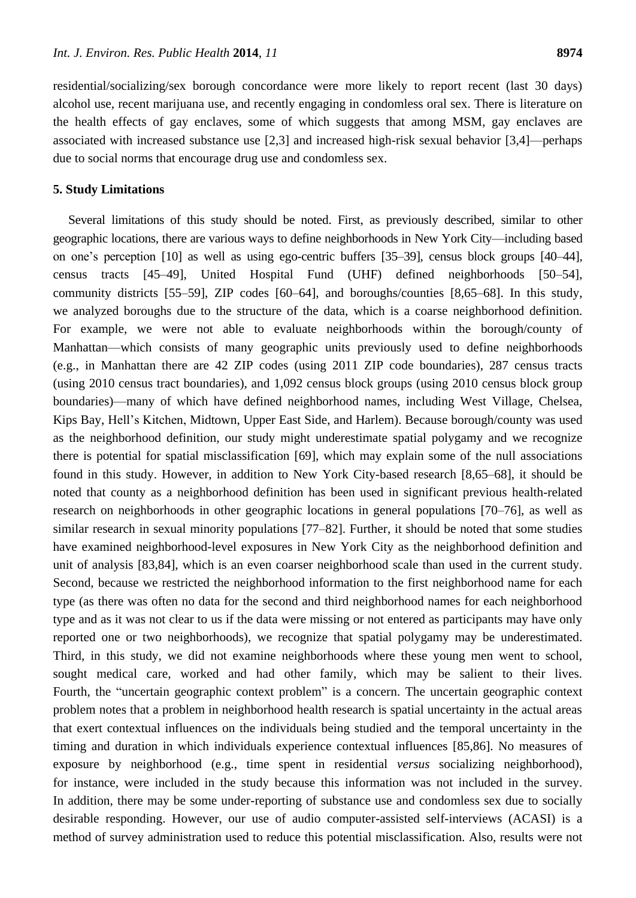residential/socializing/sex borough concordance were more likely to report recent (last 30 days) alcohol use, recent marijuana use, and recently engaging in condomless oral sex. There is literature on the health effects of gay enclaves, some of which suggests that among MSM, gay enclaves are associated with increased substance use [2,3] and increased high-risk sexual behavior [3,4]—perhaps due to social norms that encourage drug use and condomless sex.

## 5. Study Limitations

Several limitations of this study should be noted. First, as previously described, similar to other geographic locations, there are various ways to define neighborhoods in New York City—including based on one's perception [10] as well as using ego-centric buffers [35–39], census block groups [40–44], census tracts [45–49], United Hospital Fund (UHF) defined neighborhoods [50–54], community districts [55–59], ZIP codes [60–64], and boroughs/counties [8,65–68]. In this study, we analyzed boroughs due to the structure of the data, which is a coarse neighborhood definition. For example, we were not able to evaluate neighborhoods within the borough/county of Manhattan—which consists of many geographic units previously used to define neighborhoods (e.g., in Manhattan there are 42 ZIP codes (using 2011 ZIP code boundaries), 287 census tracts (using 2010 census tract boundaries), and 1,092 census block groups (using 2010 census block group boundaries)—many of which have defined neighborhood names, including West Village, Chelsea, Kips Bay, Hell's Kitchen, Midtown, Upper East Side, and Harlem). Because borough/county was used as the neighborhood definition, our study might underestimate spatial polygamy and we recognize there is potential for spatial misclassification [69], which may explain some of the null associations found in this study. However, in addition to New York City-based research [8,65–68], it should be noted that county as a neighborhood definition has been used in significant previous health-related research on neighborhoods in other geographic locations in general populations [70–76], as well as similar research in sexual minority populations [77–82]. Further, it should be noted that some studies have examined neighborhood-level exposures in New York City as the neighborhood definition and unit of analysis [83,84], which is an even coarser neighborhood scale than used in the current study. Second, because we restricted the neighborhood information to the first neighborhood name for each type (as there was often no data for the second and third neighborhood names for each neighborhood type and as it was not clear to us if the data were missing or not entered as participants may have only reported one or two neighborhoods), we recognize that spatial polygamy may be underestimated. Third, in this study, we did not examine neighborhoods where these young men went to school, sought medical care, worked and had other family, which may be salient to their lives. Fourth, the "uncertain geographic context problem" is a concern. The uncertain geographic context problem notes that a problem in neighborhood health research is spatial uncertainty in the actual areas that exert contextual influences on the individuals being studied and the temporal uncertainty in the timing and duration in which individuals experience contextual influences [85,86]. No measures of exposure by neighborhood (e.g., time spent in residential *versus* socializing neighborhood), for instance, were included in the study because this information was not included in the survey. In addition, there may be some under-reporting of substance use and condomless sex due to socially desirable responding. However, our use of audio computer-assisted self-interviews (ACASI) is a method of survey administration used to reduce this potential misclassification. Also, results were not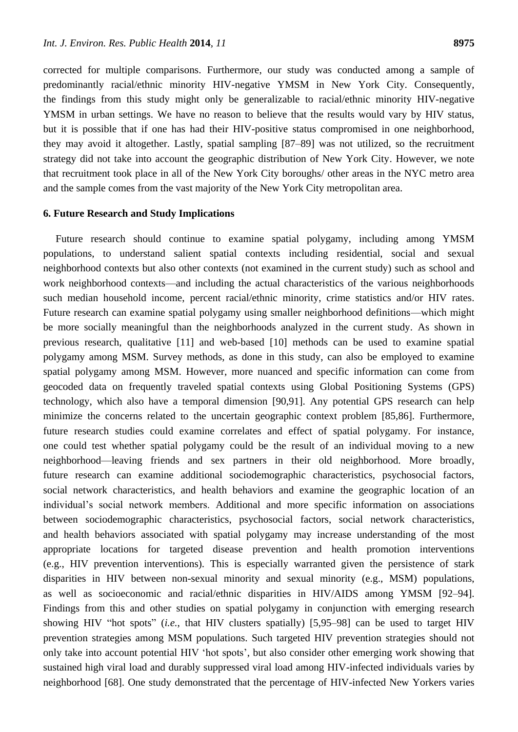corrected for multiple comparisons. Furthermore, our study was conducted among a sample of predominantly racial/ethnic minority HIV-negative YMSM in New York City. Consequently, the findings from this study might only be generalizable to racial/ethnic minority HIV-negative YMSM in urban settings. We have no reason to believe that the results would vary by HIV status, but it is possible that if one has had their HIV-positive status compromised in one neighborhood, they may avoid it altogether. Lastly, spatial sampling [87–89] was not utilized, so the recruitment strategy did not take into account the geographic distribution of New York City. However, we note that recruitment took place in all of the New York City boroughs/ other areas in the NYC metro area and the sample comes from the vast majority of the New York City metropolitan area.

## 6. Future Research and Study Implications

Future research should continue to examine spatial polygamy, including among YMSM populations, to understand salient spatial contexts including residential, social and sexual neighborhood contexts but also other contexts (not examined in the current study) such as school and work neighborhood contexts—and including the actual characteristics of the various neighborhoods such median household income, percent racial/ethnic minority, crime statistics and/or HIV rates. Future research can examine spatial polygamy using smaller neighborhood definitions—which might be more socially meaningful than the neighborhoods analyzed in the current study. As shown in previous research, qualitative [11] and web-based [10] methods can be used to examine spatial polygamy among MSM. Survey methods, as done in this study, can also be employed to examine spatial polygamy among MSM. However, more nuanced and specific information can come from geocoded data on frequently traveled spatial contexts using Global Positioning Systems (GPS) technology, which also have a temporal dimension [90,91]. Any potential GPS research can help minimize the concerns related to the uncertain geographic context problem [85,86]. Furthermore, future research studies could examine correlates and effect of spatial polygamy. For instance, one could test whether spatial polygamy could be the result of an individual moving to a new neighborhood—leaving friends and sex partners in their old neighborhood. More broadly, future research can examine additional sociodemographic characteristics, psychosocial factors, social network characteristics, and health behaviors and examine the geographic location of an individual's social network members. Additional and more specific information on associations between sociodemographic characteristics, psychosocial factors, social network characteristics, and health behaviors associated with spatial polygamy may increase understanding of the most appropriate locations for targeted disease prevention and health promotion interventions (e.g., HIV prevention interventions). This is especially warranted given the persistence of stark disparities in HIV between non-sexual minority and sexual minority (e.g., MSM) populations, as well as socioeconomic and racial/ethnic disparities in HIV/AIDS among YMSM [92–94]. Findings from this and other studies on spatial polygamy in conjunction with emerging research showing HIV "hot spots" (*i.e.*, that HIV clusters spatially) [5,95–98] can be used to target HIV prevention strategies among MSM populations. Such targeted HIV prevention strategies should not only take into account potential HIV 'hot spots', but also consider other emerging work showing that sustained high viral load and durably suppressed viral load among HIV-infected individuals varies by neighborhood [68]. One study demonstrated that the percentage of HIV-infected New Yorkers varies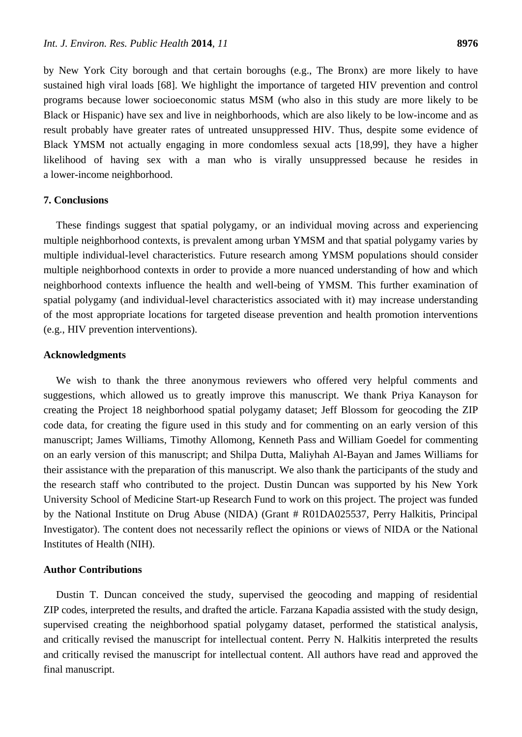by New York City borough and that certain boroughs (e.g., The Bronx) are more likely to have sustained high viral loads [68]. We highlight the importance of targeted HIV prevention and control programs because lower socioeconomic status MSM (who also in this study are more likely to be Black or Hispanic) have sex and live in neighborhoods, which are also likely to be low-income and as result probably have greater rates of untreated unsuppressed HIV. Thus, despite some evidence of Black YMSM not actually engaging in more condomless sexual acts [18,99], they have a higher likelihood of having sex with a man who is virally unsuppressed because he resides in a lower-income neighborhood.

## 7. Conclusions

These findings suggest that spatial polygamy, or an individual moving across and experiencing multiple neighborhood contexts, is prevalent among urban YMSM and that spatial polygamy varies by multiple individual-level characteristics. Future research among YMSM populations should consider multiple neighborhood contexts in order to provide a more nuanced understanding of how and which neighborhood contexts influence the health and well-being of YMSM. This further examination of spatial polygamy (and individual-level characteristics associated with it) may increase understanding of the most appropriate locations for targeted disease prevention and health promotion interventions (e.g., HIV prevention interventions).

## Acknowledgments

We wish to thank the three anonymous reviewers who offered very helpful comments and suggestions, which allowed us to greatly improve this manuscript. We thank Priya Kanayson for creating the Project 18 neighborhood spatial polygamy dataset; Jeff Blossom for geocoding the ZIP code data, for creating the figure used in this study and for commenting on an early version of this manuscript; James Williams, Timothy Allomong, Kenneth Pass and William Goedel for commenting on an early version of this manuscript; and Shilpa Dutta, Maliyhah Al-Bayan and James Williams for their assistance with the preparation of this manuscript. We also thank the participants of the study and the research staff who contributed to the project. Dustin Duncan was supported by his New York University School of Medicine Start-up Research Fund to work on this project. The project was funded by the National Institute on Drug Abuse (NIDA) (Grant # R01DA025537, Perry Halkitis, Principal Investigator). The content does not necessarily reflect the opinions or views of NIDA or the National Institutes of Health (NIH).

## Author Contributions

Dustin T. Duncan conceived the study, supervised the geocoding and mapping of residential ZIP codes, interpreted the results, and drafted the article. Farzana Kapadia assisted with the study design, supervised creating the neighborhood spatial polygamy dataset, performed the statistical analysis, and critically revised the manuscript for intellectual content. Perry N. Halkitis interpreted the results and critically revised the manuscript for intellectual content. All authors have read and approved the final manuscript.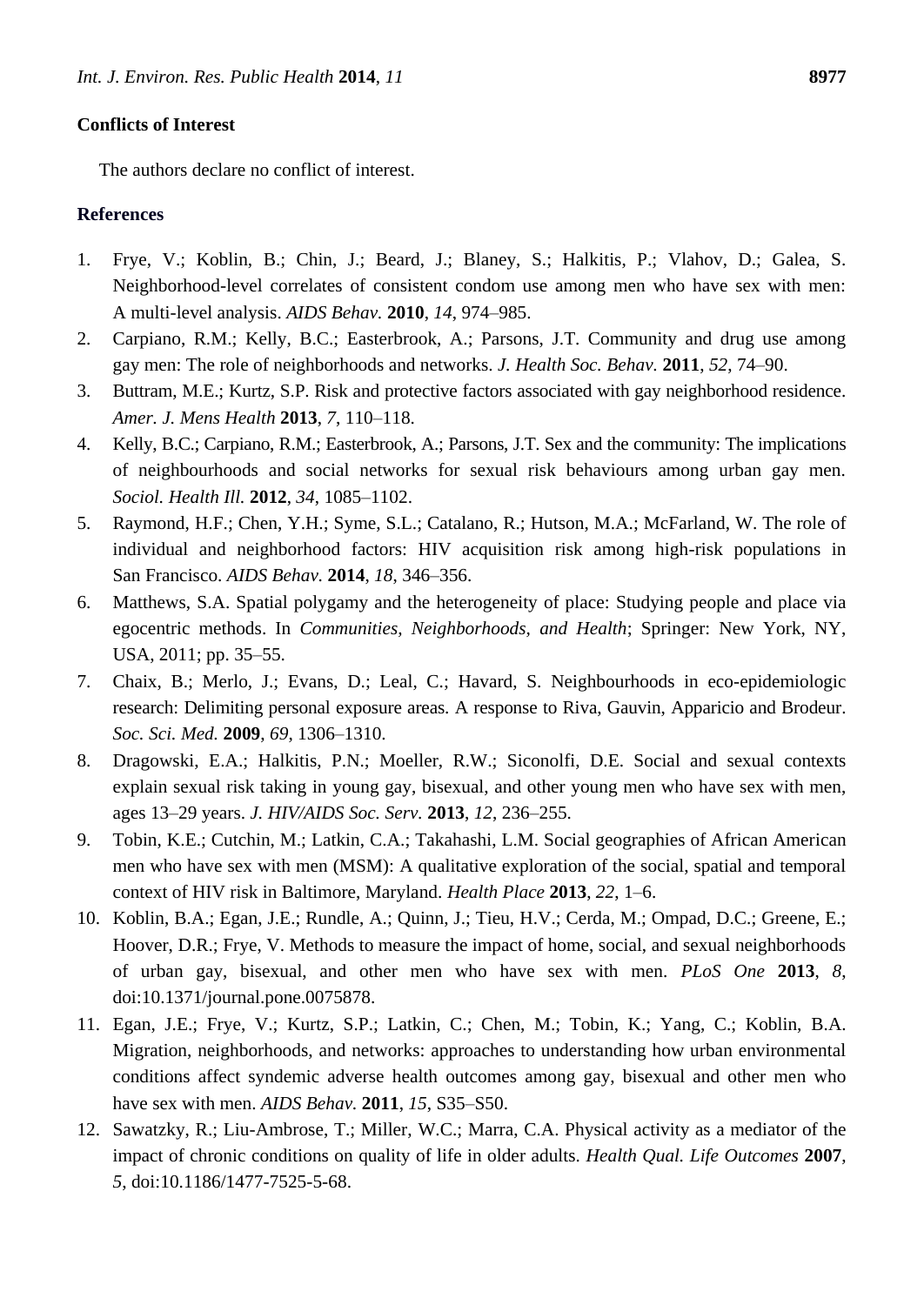## Conflicts of Interest

The authors declare no conflict of interest.

## References

1. Frye, V.; Koblin, B.; Chin, J.; Beard, J.; Blaney, S.; Halkitis, P.; Vlahov, D.; Galea, S. Neighborhood-level correlates of consistent condom use among men who have sex with men: A multi-level analysis. *AIDS Behav.* **2010**, *14*, 974–985.
2. Carpiano, R.M.; Kelly, B.C.; Easterbrook, A.; Parsons, J.T. Community and drug use among gay men: The role of neighborhoods and networks. *J. Health Soc. Behav.* **2011**, *52*, 74–90.
3. Buttram, M.E.; Kurtz, S.P. Risk and protective factors associated with gay neighborhood residence. *Amer. J. Mens Health* **2013**, *7*, 110–118.
4. Kelly, B.C.; Carpiano, R.M.; Easterbrook, A.; Parsons, J.T. Sex and the community: The implications of neighbourhoods and social networks for sexual risk behaviours among urban gay men. *Sociol. Health Ill.* **2012**, *34*, 1085–1102.
5. Raymond, H.F.; Chen, Y.H.; Syme, S.L.; Catalano, R.; Hutson, M.A.; McFarland, W. The role of individual and neighborhood factors: HIV acquisition risk among high-risk populations in San Francisco. *AIDS Behav.* **2014**, *18*, 346–356.
6. Matthews, S.A. Spatial polygamy and the heterogeneity of place: Studying people and place via egocentric methods. In *Communities, Neighborhoods, and Health*; Springer: New York, NY, USA, 2011; pp. 35–55.
7. Chaix, B.; Merlo, J.; Evans, D.; Leal, C.; Havard, S. Neighbourhoods in eco-epidemiologic research: Delimiting personal exposure areas. A response to Riva, Gauvin, Apparicio and Brodeur. *Soc. Sci. Med.* **2009**, *69*, 1306–1310.
8. Dragowski, E.A.; Halkitis, P.N.; Moeller, R.W.; Siconolfi, D.E. Social and sexual contexts explain sexual risk taking in young gay, bisexual, and other young men who have sex with men, ages 13–29 years. *J. HIV/AIDS Soc. Serv.* **2013**, *12*, 236–255.
9. Tobin, K.E.; Cutchin, M.; Latkin, C.A.; Takahashi, L.M. Social geographies of African American men who have sex with men (MSM): A qualitative exploration of the social, spatial and temporal context of HIV risk in Baltimore, Maryland. *Health Place* **2013**, *22*, 1–6.
10. Koblin, B.A.; Egan, J.E.; Rundle, A.; Quinn, J.; Tieu, H.V.; Cerda, M.; Ompad, D.C.; Greene, E.; Hoover, D.R.; Frye, V. Methods to measure the impact of home, social, and sexual neighborhoods of urban gay, bisexual, and other men who have sex with men. *PLoS One* **2013**, *8*, doi:10.1371/journal.pone.0075878.
11. Egan, J.E.; Frye, V.; Kurtz, S.P.; Latkin, C.; Chen, M.; Tobin, K.; Yang, C.; Koblin, B.A. Migration, neighborhoods, and networks: approaches to understanding how urban environmental conditions affect syndemic adverse health outcomes among gay, bisexual and other men who have sex with men. *AIDS Behav.* **2011**, *15*, S35–S50.
12. Sawatzky, R.; Liu-Ambrose, T.; Miller, W.C.; Marra, C.A. Physical activity as a mediator of the impact of chronic conditions on quality of life in older adults. *Health Qual. Life Outcomes* **2007**, *5*, doi:10.1186/1477-7525-5-68.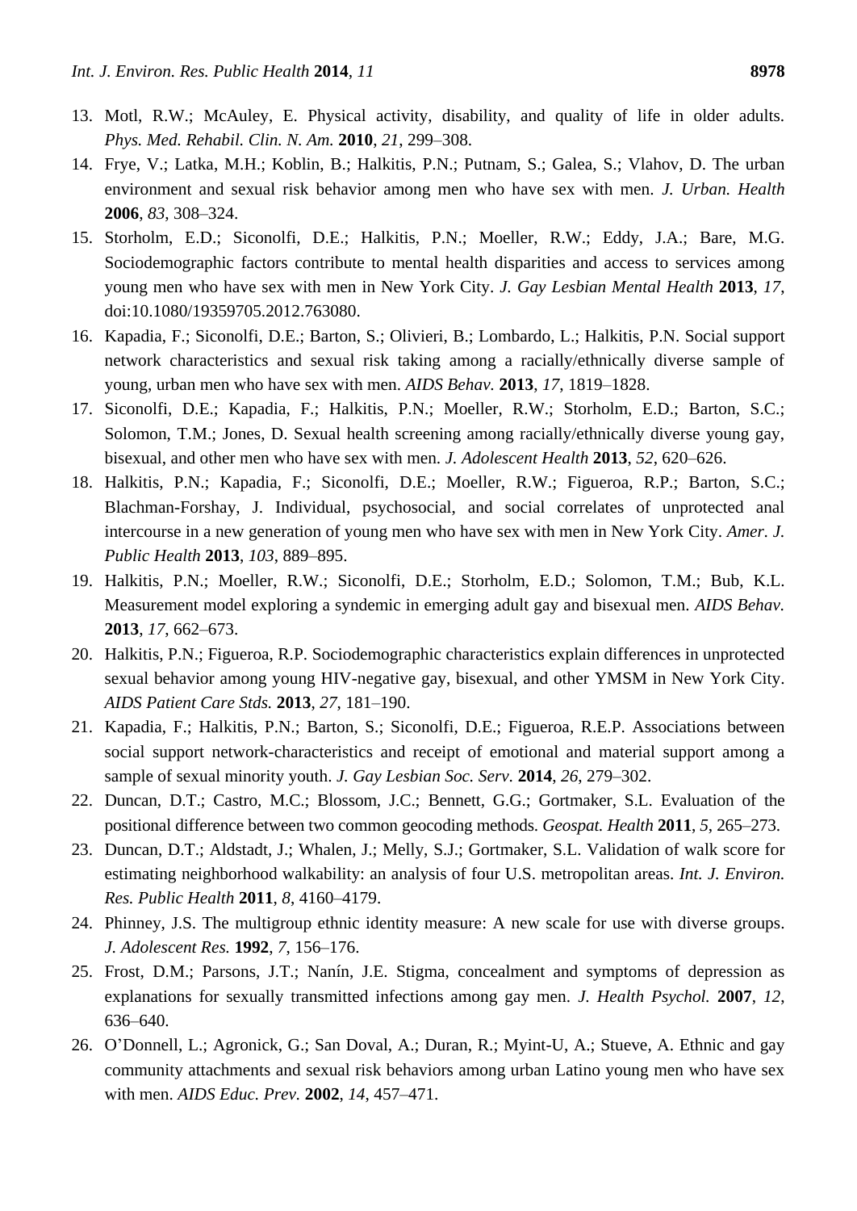13. Motl, R.W.; McAuley, E. Physical activity, disability, and quality of life in older adults. *Phys. Med. Rehabil. Clin. N. Am.* **2010**, *21*, 299–308.
14. Frye, V.; Latka, M.H.; Koblin, B.; Halkitis, P.N.; Putnam, S.; Galea, S.; Vlahov, D. The urban environment and sexual risk behavior among men who have sex with men. *J. Urban. Health* **2006**, *83*, 308–324.
15. Storholm, E.D.; Siconolfi, D.E.; Halkitis, P.N.; Moeller, R.W.; Eddy, J.A.; Bare, M.G. Sociodemographic factors contribute to mental health disparities and access to services among young men who have sex with men in New York City. *J. Gay Lesbian Mental Health* **2013**, *17*, doi:10.1080/19359705.2012.763080.
16. Kapadia, F.; Siconolfi, D.E.; Barton, S.; Olivieri, B.; Lombardo, L.; Halkitis, P.N. Social support network characteristics and sexual risk taking among a racially/ethnically diverse sample of young, urban men who have sex with men. *AIDS Behav.* **2013**, *17*, 1819–1828.
17. Siconolfi, D.E.; Kapadia, F.; Halkitis, P.N.; Moeller, R.W.; Storholm, E.D.; Barton, S.C.; Solomon, T.M.; Jones, D. Sexual health screening among racially/ethnically diverse young gay, bisexual, and other men who have sex with men. *J. Adolescent Health* **2013**, *52*, 620–626.
18. Halkitis, P.N.; Kapadia, F.; Siconolfi, D.E.; Moeller, R.W.; Figueroa, R.P.; Barton, S.C.; Blachman-Forshay, J. Individual, psychosocial, and social correlates of unprotected anal intercourse in a new generation of young men who have sex with men in New York City. *Amer. J. Public Health* **2013**, *103*, 889–895.
19. Halkitis, P.N.; Moeller, R.W.; Siconolfi, D.E.; Storholm, E.D.; Solomon, T.M.; Bub, K.L. Measurement model exploring a syndemic in emerging adult gay and bisexual men. *AIDS Behav.* **2013**, *17*, 662–673.
20. Halkitis, P.N.; Figueroa, R.P. Sociodemographic characteristics explain differences in unprotected sexual behavior among young HIV-negative gay, bisexual, and other YMSM in New York City. *AIDS Patient Care Stds.* **2013**, *27*, 181–190.
21. Kapadia, F.; Halkitis, P.N.; Barton, S.; Siconolfi, D.E.; Figueroa, R.E.P. Associations between social support network-characteristics and receipt of emotional and material support among a sample of sexual minority youth. *J. Gay Lesbian Soc. Serv.* **2014**, *26*, 279–302.
22. Duncan, D.T.; Castro, M.C.; Blossom, J.C.; Bennett, G.G.; Gortmaker, S.L. Evaluation of the positional difference between two common geocoding methods. *Geospat. Health* **2011**, *5*, 265–273.
23. Duncan, D.T.; Aldstadt, J.; Whalen, J.; Melly, S.J.; Gortmaker, S.L. Validation of walk score for estimating neighborhood walkability: an analysis of four U.S. metropolitan areas. *Int. J. Environ. Res. Public Health* **2011**, *8*, 4160–4179.
24. Phinney, J.S. The multigroup ethnic identity measure: A new scale for use with diverse groups. *J. Adolescent Res.* **1992**, *7*, 156–176.
25. Frost, D.M.; Parsons, J.T.; Nanín, J.E. Stigma, concealment and symptoms of depression as explanations for sexually transmitted infections among gay men. *J. Health Psychol.* **2007**, *12*, 636–640.
26. O'Donnell, L.; Agronick, G.; San Doval, A.; Duran, R.; Myint-U, A.; Stueve, A. Ethnic and gay community attachments and sexual risk behaviors among urban Latino young men who have sex with men. *AIDS Educ. Prev.* **2002**, *14*, 457–471.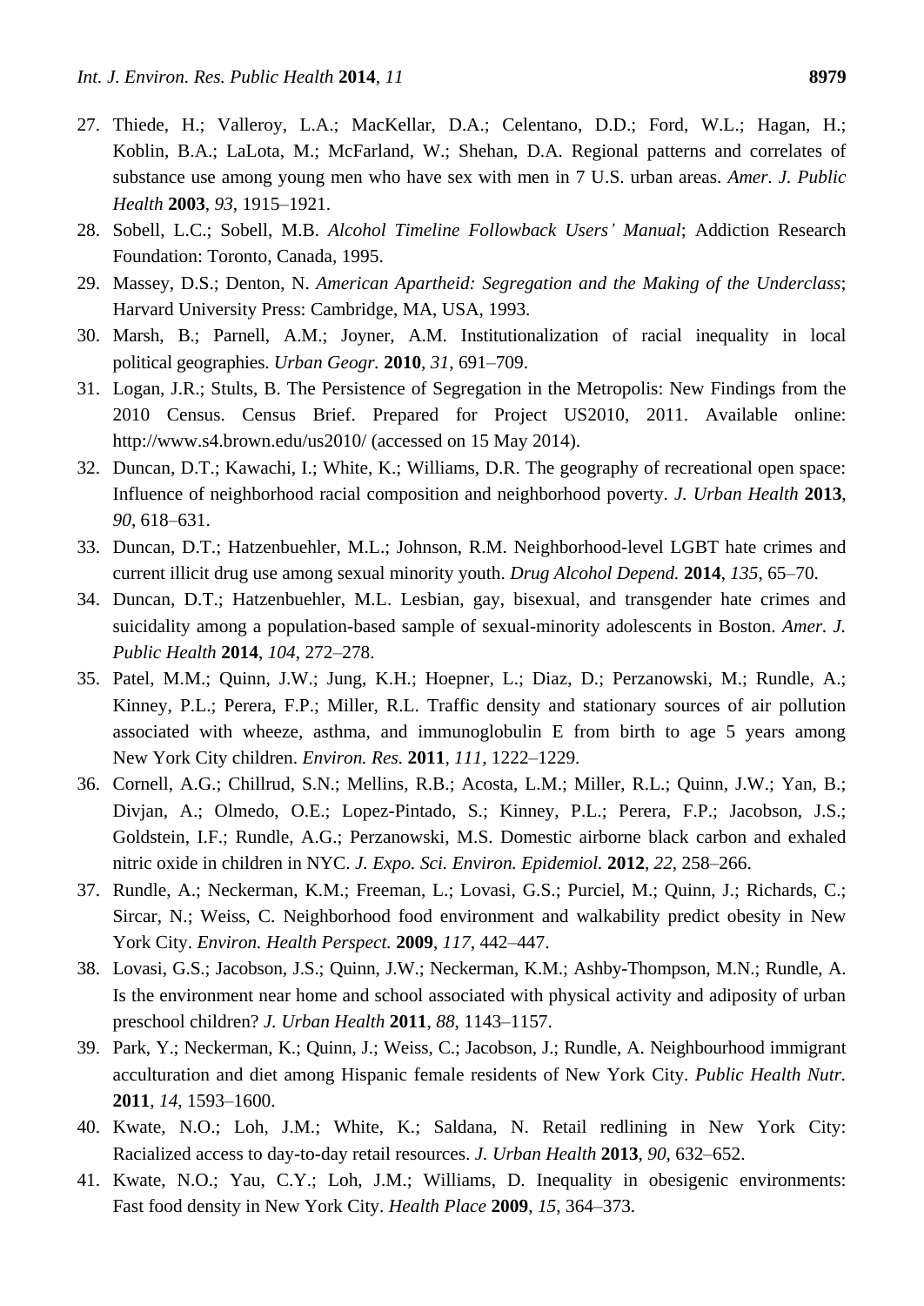27. Thiede, H.; Valleroy, L.A.; MacKellar, D.A.; Celentano, D.D.; Ford, W.L.; Hagan, H.; Koblin, B.A.; LaLota, M.; McFarland, W.; Shehan, D.A. Regional patterns and correlates of substance use among young men who have sex with men in 7 U.S. urban areas. *Amer. J. Public Health* **2003**, *93*, 1915–1921.
28. Sobell, L.C.; Sobell, M.B. *Alcohol Timeline Followback Users' Manual*; Addiction Research Foundation: Toronto, Canada, 1995.
29. Massey, D.S.; Denton, N. *American Apartheid: Segregation and the Making of the Underclass*; Harvard University Press: Cambridge, MA, USA, 1993.
30. Marsh, B.; Parnell, A.M.; Joyner, A.M. Institutionalization of racial inequality in local political geographies. *Urban Geogr.* **2010**, *31*, 691–709.
31. Logan, J.R.; Stults, B. The Persistence of Segregation in the Metropolis: New Findings from the 2010 Census. Census Brief. Prepared for Project US2010, 2011. Available online: http://www.s4.brown.edu/us2010/ (accessed on 15 May 2014).
32. Duncan, D.T.; Kawachi, I.; White, K.; Williams, D.R. The geography of recreational open space: Influence of neighborhood racial composition and neighborhood poverty. *J. Urban Health* **2013**, *90*, 618–631.
33. Duncan, D.T.; Hatzenbuehler, M.L.; Johnson, R.M. Neighborhood-level LGBT hate crimes and current illicit drug use among sexual minority youth. *Drug Alcohol Depend.* **2014**, *135*, 65–70.
34. Duncan, D.T.; Hatzenbuehler, M.L. Lesbian, gay, bisexual, and transgender hate crimes and suicidality among a population-based sample of sexual-minority adolescents in Boston. *Amer. J. Public Health* **2014**, *104*, 272–278.
35. Patel, M.M.; Quinn, J.W.; Jung, K.H.; Hoepner, L.; Diaz, D.; Perzanowski, M.; Rundle, A.; Kinney, P.L.; Perera, F.P.; Miller, R.L. Traffic density and stationary sources of air pollution associated with wheeze, asthma, and immunoglobulin E from birth to age 5 years among New York City children. *Environ. Res.* **2011**, *111*, 1222–1229.
36. Cornell, A.G.; Chillrud, S.N.; Mellins, R.B.; Acosta, L.M.; Miller, R.L.; Quinn, J.W.; Yan, B.; Divjan, A.; Olmedo, O.E.; Lopez-Pintado, S.; Kinney, P.L.; Perera, F.P.; Jacobson, J.S.; Goldstein, I.F.; Rundle, A.G.; Perzanowski, M.S. Domestic airborne black carbon and exhaled nitric oxide in children in NYC. *J. Expo. Sci. Environ. Epidemiol.* **2012**, *22*, 258–266.
37. Rundle, A.; Neckerman, K.M.; Freeman, L.; Lovasi, G.S.; Purciel, M.; Quinn, J.; Richards, C.; Sircar, N.; Weiss, C. Neighborhood food environment and walkability predict obesity in New York City. *Environ. Health Perspect.* **2009**, *117*, 442–447.
38. Lovasi, G.S.; Jacobson, J.S.; Quinn, J.W.; Neckerman, K.M.; Ashby-Thompson, M.N.; Rundle, A. Is the environment near home and school associated with physical activity and adiposity of urban preschool children? *J. Urban Health* **2011**, *88*, 1143–1157.
39. Park, Y.; Neckerman, K.; Quinn, J.; Weiss, C.; Jacobson, J.; Rundle, A. Neighbourhood immigrant acculturation and diet among Hispanic female residents of New York City. *Public Health Nutr.* **2011**, *14*, 1593–1600.
40. Kwate, N.O.; Loh, J.M.; White, K.; Saldana, N. Retail redlining in New York City: Racialized access to day-to-day retail resources. *J. Urban Health* **2013**, *90*, 632–652.
41. Kwate, N.O.; Yau, C.Y.; Loh, J.M.; Williams, D. Inequality in obesigenic environments: Fast food density in New York City. *Health Place* **2009**, *15*, 364–373.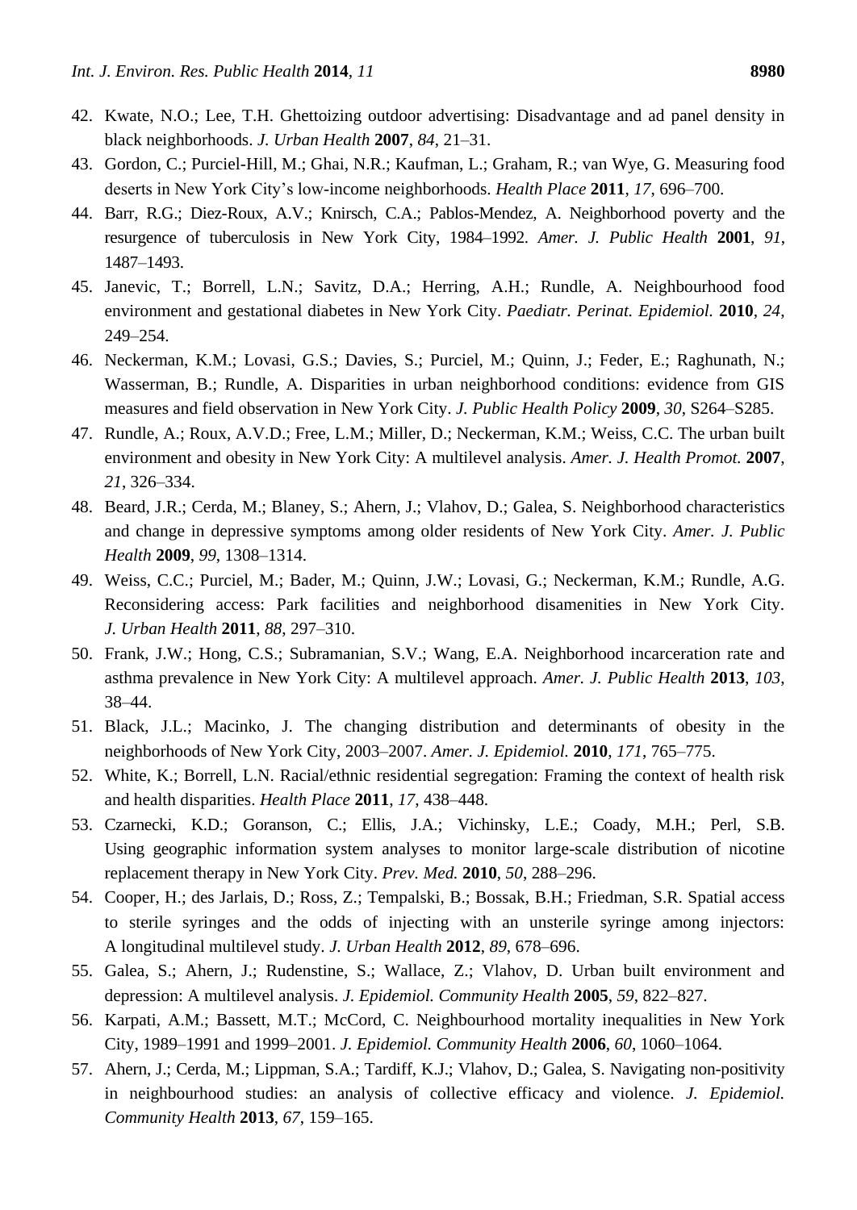42. Kwate, N.O.; Lee, T.H. Ghettoizing outdoor advertising: Disadvantage and ad panel density in black neighborhoods. *J. Urban Health* **2007**, *84*, 21–31.
43. Gordon, C.; Purciel-Hill, M.; Ghai, N.R.; Kaufman, L.; Graham, R.; van Wye, G. Measuring food deserts in New York City's low-income neighborhoods. *Health Place* **2011**, *17*, 696–700.
44. Barr, R.G.; Diez-Roux, A.V.; Knirsch, C.A.; Pablos-Mendez, A. Neighborhood poverty and the resurgence of tuberculosis in New York City, 1984–1992. *Amer. J. Public Health* **2001**, *91*, 1487–1493.
45. Janevic, T.; Borrell, L.N.; Savitz, D.A.; Herring, A.H.; Rundle, A. Neighbourhood food environment and gestational diabetes in New York City. *Paediatr. Perinat. Epidemiol.* **2010**, *24*, 249–254.
46. Neckerman, K.M.; Lovasi, G.S.; Davies, S.; Purciel, M.; Quinn, J.; Feder, E.; Raghunath, N.; Wasserman, B.; Rundle, A. Disparities in urban neighborhood conditions: evidence from GIS measures and field observation in New York City. *J. Public Health Policy* **2009**, *30*, S264–S285.
47. Rundle, A.; Roux, A.V.D.; Free, L.M.; Miller, D.; Neckerman, K.M.; Weiss, C.C. The urban built environment and obesity in New York City: A multilevel analysis. *Amer. J. Health Promot.* **2007**, *21*, 326–334.
48. Beard, J.R.; Cerda, M.; Blaney, S.; Ahern, J.; Vlahov, D.; Galea, S. Neighborhood characteristics and change in depressive symptoms among older residents of New York City. *Amer. J. Public Health* **2009**, *99*, 1308–1314.
49. Weiss, C.C.; Purciel, M.; Bader, M.; Quinn, J.W.; Lovasi, G.; Neckerman, K.M.; Rundle, A.G. Reconsidering access: Park facilities and neighborhood disamenities in New York City. *J. Urban Health* **2011**, *88*, 297–310.
50. Frank, J.W.; Hong, C.S.; Subramanian, S.V.; Wang, E.A. Neighborhood incarceration rate and asthma prevalence in New York City: A multilevel approach. *Amer. J. Public Health* **2013**, *103*, 38–44.
51. Black, J.L.; Macinko, J. The changing distribution and determinants of obesity in the neighborhoods of New York City, 2003–2007. *Amer. J. Epidemiol.* **2010**, *171*, 765–775.
52. White, K.; Borrell, L.N. Racial/ethnic residential segregation: Framing the context of health risk and health disparities. *Health Place* **2011**, *17*, 438–448.
53. Czarnecki, K.D.; Goranson, C.; Ellis, J.A.; Vichinsky, L.E.; Coady, M.H.; Perl, S.B. Using geographic information system analyses to monitor large-scale distribution of nicotine replacement therapy in New York City. *Prev. Med.* **2010**, *50*, 288–296.
54. Cooper, H.; des Jarlais, D.; Ross, Z.; Tempalski, B.; Bossak, B.H.; Friedman, S.R. Spatial access to sterile syringes and the odds of injecting with an unsterile syringe among injectors: A longitudinal multilevel study. *J. Urban Health* **2012**, *89*, 678–696.
55. Galea, S.; Ahern, J.; Rudenstine, S.; Wallace, Z.; Vlahov, D. Urban built environment and depression: A multilevel analysis. *J. Epidemiol. Community Health* **2005**, *59*, 822–827.
56. Karpati, A.M.; Bassett, M.T.; McCord, C. Neighbourhood mortality inequalities in New York City, 1989–1991 and 1999–2001. *J. Epidemiol. Community Health* **2006**, *60*, 1060–1064.
57. Ahern, J.; Cerda, M.; Lippman, S.A.; Tardiff, K.J.; Vlahov, D.; Galea, S. Navigating non-positivity in neighbourhood studies: an analysis of collective efficacy and violence. *J. Epidemiol. Community Health* **2013**, *67*, 159–165.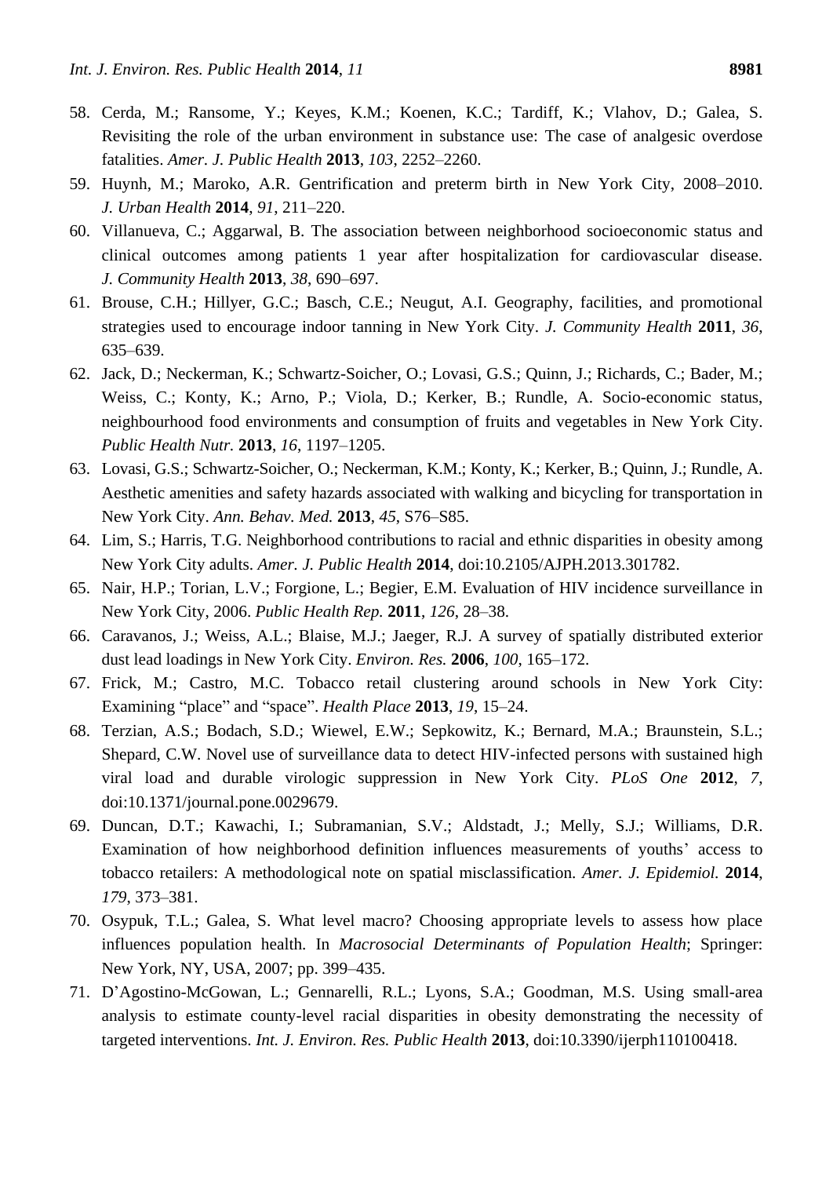58. Cerda, M.; Ransome, Y.; Keyes, K.M.; Koenen, K.C.; Tardiff, K.; Vlahov, D.; Galea, S. Revisiting the role of the urban environment in substance use: The case of analgesic overdose fatalities. *Amer. J. Public Health* **2013**, *103*, 2252–2260.
59. Huynh, M.; Maroko, A.R. Gentrification and preterm birth in New York City, 2008–2010. *J. Urban Health* **2014**, *91*, 211–220.
60. Villanueva, C.; Aggarwal, B. The association between neighborhood socioeconomic status and clinical outcomes among patients 1 year after hospitalization for cardiovascular disease. *J. Community Health* **2013**, *38*, 690–697.
61. Brouse, C.H.; Hillyer, G.C.; Basch, C.E.; Neugut, A.I. Geography, facilities, and promotional strategies used to encourage indoor tanning in New York City. *J. Community Health* **2011**, *36*, 635–639.
62. Jack, D.; Neckerman, K.; Schwartz-Soicher, O.; Lovasi, G.S.; Quinn, J.; Richards, C.; Bader, M.; Weiss, C.; Konty, K.; Arno, P.; Viola, D.; Kerker, B.; Rundle, A. Socio-economic status, neighbourhood food environments and consumption of fruits and vegetables in New York City. *Public Health Nutr.* **2013**, *16*, 1197–1205.
63. Lovasi, G.S.; Schwartz-Soicher, O.; Neckerman, K.M.; Konty, K.; Kerker, B.; Quinn, J.; Rundle, A. Aesthetic amenities and safety hazards associated with walking and bicycling for transportation in New York City. *Ann. Behav. Med.* **2013**, *45*, S76–S85.
64. Lim, S.; Harris, T.G. Neighborhood contributions to racial and ethnic disparities in obesity among New York City adults. *Amer. J. Public Health* **2014**, doi:10.2105/AJPH.2013.301782.
65. Nair, H.P.; Torian, L.V.; Forgione, L.; Begier, E.M. Evaluation of HIV incidence surveillance in New York City, 2006. *Public Health Rep.* **2011**, *126*, 28–38.
66. Caravanos, J.; Weiss, A.L.; Blaise, M.J.; Jaeger, R.J. A survey of spatially distributed exterior dust lead loadings in New York City. *Environ. Res.* **2006**, *100*, 165–172.
67. Frick, M.; Castro, M.C. Tobacco retail clustering around schools in New York City: Examining "place" and "space". *Health Place* **2013**, *19*, 15–24.
68. Terzian, A.S.; Bodach, S.D.; Wiewel, E.W.; Sepkowitz, K.; Bernard, M.A.; Braunstein, S.L.; Shepard, C.W. Novel use of surveillance data to detect HIV-infected persons with sustained high viral load and durable virologic suppression in New York City. *PLoS One* **2012**, *7*, doi:10.1371/journal.pone.0029679.
69. Duncan, D.T.; Kawachi, I.; Subramanian, S.V.; Aldstadt, J.; Melly, S.J.; Williams, D.R. Examination of how neighborhood definition influences measurements of youths' access to tobacco retailers: A methodological note on spatial misclassification. *Amer. J. Epidemiol.* **2014**, *179*, 373–381.
70. Osypuk, T.L.; Galea, S. What level macro? Choosing appropriate levels to assess how place influences population health. In *Macrosocial Determinants of Population Health*; Springer: New York, NY, USA, 2007; pp. 399–435.
71. D'Agostino-McGowan, L.; Gennarelli, R.L.; Lyons, S.A.; Goodman, M.S. Using small-area analysis to estimate county-level racial disparities in obesity demonstrating the necessity of targeted interventions. *Int. J. Environ. Res. Public Health* **2013**, doi:10.3390/ijerph110100418.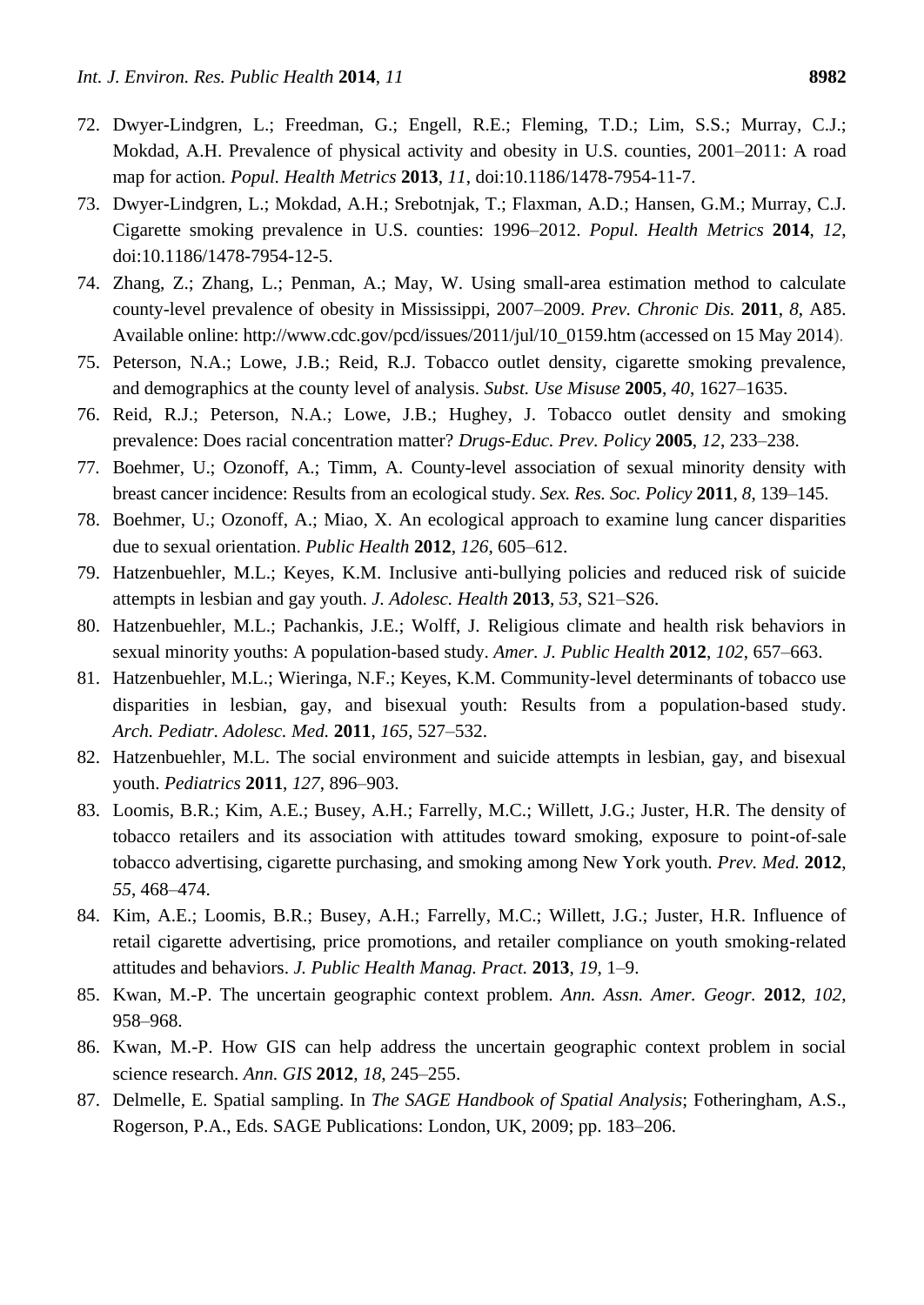72. Dwyer-Lindgren, L.; Freedman, G.; Engell, R.E.; Fleming, T.D.; Lim, S.S.; Murray, C.J.; Mokdad, A.H. Prevalence of physical activity and obesity in U.S. counties, 2001–2011: A road map for action. *Popul. Health Metrics* **2013**, *11*, doi:10.1186/1478-7954-11-7.
73. Dwyer-Lindgren, L.; Mokdad, A.H.; Srebotnjak, T.; Flaxman, A.D.; Hansen, G.M.; Murray, C.J. Cigarette smoking prevalence in U.S. counties: 1996–2012. *Popul. Health Metrics* **2014**, *12*, doi:10.1186/1478-7954-12-5.
74. Zhang, Z.; Zhang, L.; Penman, A.; May, W. Using small-area estimation method to calculate county-level prevalence of obesity in Mississippi, 2007–2009. *Prev. Chronic Dis.* **2011**, *8*, A85. Available online: http://www.cdc.gov/pcd/issues/2011/jul/10_0159.htm (accessed on 15 May 2014).
75. Peterson, N.A.; Lowe, J.B.; Reid, R.J. Tobacco outlet density, cigarette smoking prevalence, and demographics at the county level of analysis. *Subst. Use Misuse* **2005**, *40*, 1627–1635.
76. Reid, R.J.; Peterson, N.A.; Lowe, J.B.; Hughey, J. Tobacco outlet density and smoking prevalence: Does racial concentration matter? *Drugs-Educ. Prev. Policy* **2005**, *12*, 233–238.
77. Boehmer, U.; Ozonoff, A.; Timm, A. County-level association of sexual minority density with breast cancer incidence: Results from an ecological study. *Sex. Res. Soc. Policy* **2011**, *8*, 139–145.
78. Boehmer, U.; Ozonoff, A.; Miao, X. An ecological approach to examine lung cancer disparities due to sexual orientation. *Public Health* **2012**, *126*, 605–612.
79. Hatzenbuehler, M.L.; Keyes, K.M. Inclusive anti-bullying policies and reduced risk of suicide attempts in lesbian and gay youth. *J. Adolesc. Health* **2013**, *53*, S21–S26.
80. Hatzenbuehler, M.L.; Pachankis, J.E.; Wolff, J. Religious climate and health risk behaviors in sexual minority youths: A population-based study. *Amer. J. Public Health* **2012**, *102*, 657–663.
81. Hatzenbuehler, M.L.; Wieringa, N.F.; Keyes, K.M. Community-level determinants of tobacco use disparities in lesbian, gay, and bisexual youth: Results from a population-based study. *Arch. Pediatr. Adolesc. Med.* **2011**, *165*, 527–532.
82. Hatzenbuehler, M.L. The social environment and suicide attempts in lesbian, gay, and bisexual youth. *Pediatrics* **2011**, *127*, 896–903.
83. Loomis, B.R.; Kim, A.E.; Busey, A.H.; Farrelly, M.C.; Willett, J.G.; Juster, H.R. The density of tobacco retailers and its association with attitudes toward smoking, exposure to point-of-sale tobacco advertising, cigarette purchasing, and smoking among New York youth. *Prev. Med.* **2012**, *55*, 468–474.
84. Kim, A.E.; Loomis, B.R.; Busey, A.H.; Farrelly, M.C.; Willett, J.G.; Juster, H.R. Influence of retail cigarette advertising, price promotions, and retailer compliance on youth smoking-related attitudes and behaviors. *J. Public Health Manag. Pract.* **2013**, *19*, 1–9.
85. Kwan, M.-P. The uncertain geographic context problem. *Ann. Assn. Amer. Geogr.* **2012**, *102*, 958–968.
86. Kwan, M.-P. How GIS can help address the uncertain geographic context problem in social science research. *Ann. GIS* **2012**, *18*, 245–255.
87. Delmelle, E. Spatial sampling. In *The SAGE Handbook of Spatial Analysis*; Fotheringham, A.S., Rogerson, P.A., Eds. SAGE Publications: London, UK, 2009; pp. 183–206.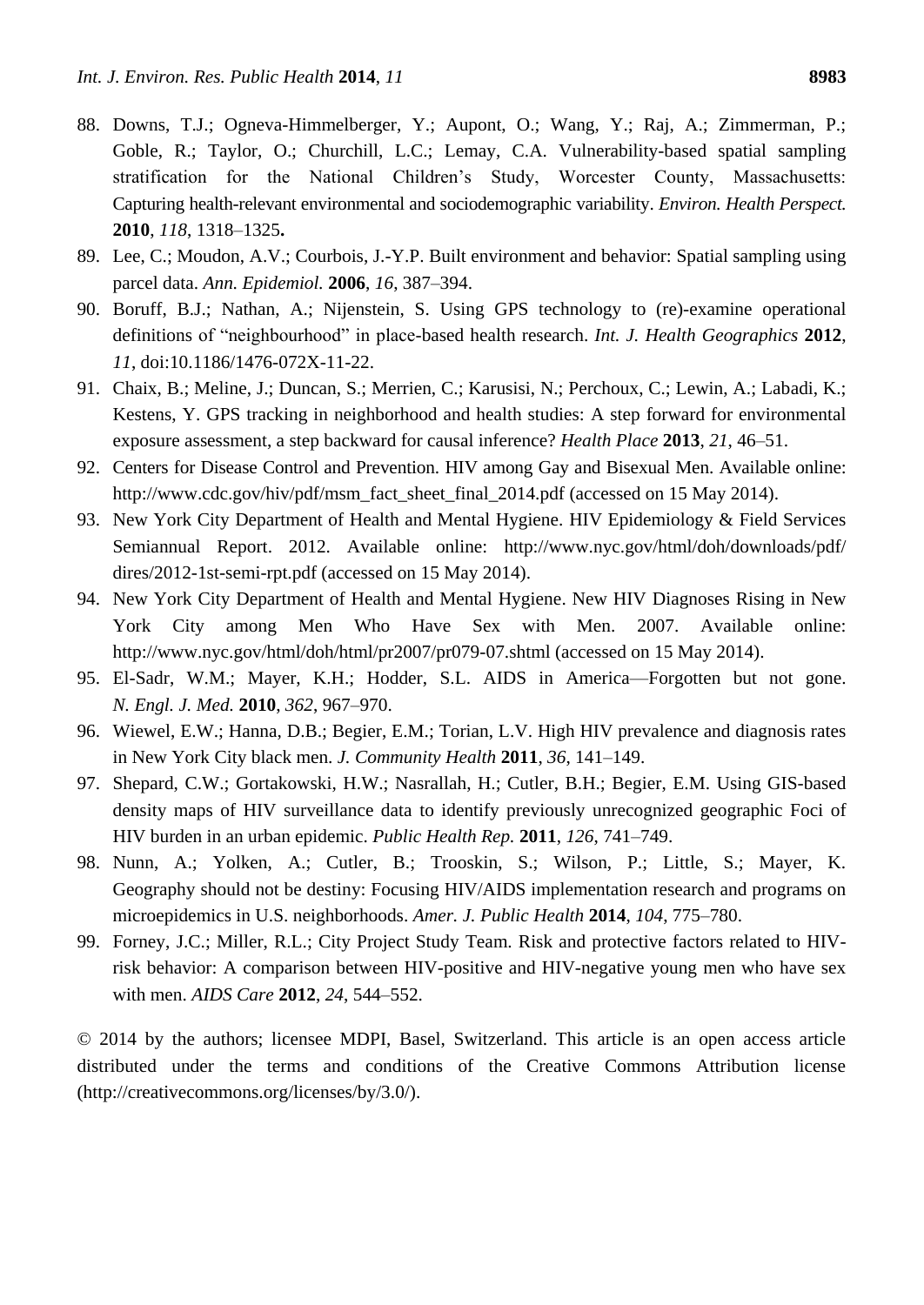88. Downs, T.J.; Ogneva-Himmelberger, Y.; Aupont, O.; Wang, Y.; Raj, A.; Zimmerman, P.; Goble, R.; Taylor, O.; Churchill, L.C.; Lemay, C.A. Vulnerability-based spatial sampling stratification for the National Children's Study, Worcester County, Massachusetts: Capturing health-relevant environmental and sociodemographic variability. *Environ. Health Perspect.* **2010**, *118*, 1318–1325**.**
89. Lee, C.; Moudon, A.V.; Courbois, J.-Y.P. Built environment and behavior: Spatial sampling using parcel data. *Ann. Epidemiol.* **2006**, *16*, 387–394.
90. Boruff, B.J.; Nathan, A.; Nijenstein, S. Using GPS technology to (re)-examine operational definitions of "neighbourhood" in place-based health research. *Int. J. Health Geographics* **2012**, *11*, doi:10.1186/1476-072X-11-22.
91. Chaix, B.; Meline, J.; Duncan, S.; Merrien, C.; Karusisi, N.; Perchoux, C.; Lewin, A.; Labadi, K.; Kestens, Y. GPS tracking in neighborhood and health studies: A step forward for environmental exposure assessment, a step backward for causal inference? *Health Place* **2013**, *21*, 46–51.
92. Centers for Disease Control and Prevention. HIV among Gay and Bisexual Men. Available online: http://www.cdc.gov/hiv/pdf/msm_fact_sheet_final_2014.pdf (accessed on 15 May 2014).
93. New York City Department of Health and Mental Hygiene. HIV Epidemiology & Field Services Semiannual Report. 2012. Available online: http://www.nyc.gov/html/doh/downloads/pdf/dires/2012-1st-semi-rpt.pdf (accessed on 15 May 2014).
94. New York City Department of Health and Mental Hygiene. New HIV Diagnoses Rising in New York City among Men Who Have Sex with Men. 2007. Available online: http://www.nyc.gov/html/doh/html/pr2007/pr079-07.shtml (accessed on 15 May 2014).
95. El-Sadr, W.M.; Mayer, K.H.; Hodder, S.L. AIDS in America—Forgotten but not gone. *N. Engl. J. Med.* **2010**, *362*, 967–970.
96. Wiewel, E.W.; Hanna, D.B.; Begier, E.M.; Torian, L.V. High HIV prevalence and diagnosis rates in New York City black men. *J. Community Health* **2011**, *36*, 141–149.
97. Shepard, C.W.; Gortakowski, H.W.; Nasrallah, H.; Cutler, B.H.; Begier, E.M. Using GIS-based density maps of HIV surveillance data to identify previously unrecognized geographic Foci of HIV burden in an urban epidemic. *Public Health Rep.* **2011**, *126*, 741–749.
98. Nunn, A.; Yolken, A.; Cutler, B.; Trooskin, S.; Wilson, P.; Little, S.; Mayer, K. Geography should not be destiny: Focusing HIV/AIDS implementation research and programs on microepidemics in U.S. neighborhoods. *Amer. J. Public Health* **2014**, *104*, 775–780.
99. Forney, J.C.; Miller, R.L.; City Project Study Team. Risk and protective factors related to HIV-risk behavior: A comparison between HIV-positive and HIV-negative young men who have sex with men. *AIDS Care* **2012**, *24*, 544–552.

© 2014 by the authors; licensee MDPI, Basel, Switzerland. This article is an open access article distributed under the terms and conditions of the Creative Commons Attribution license (http://creativecommons.org/licenses/by/3.0/).